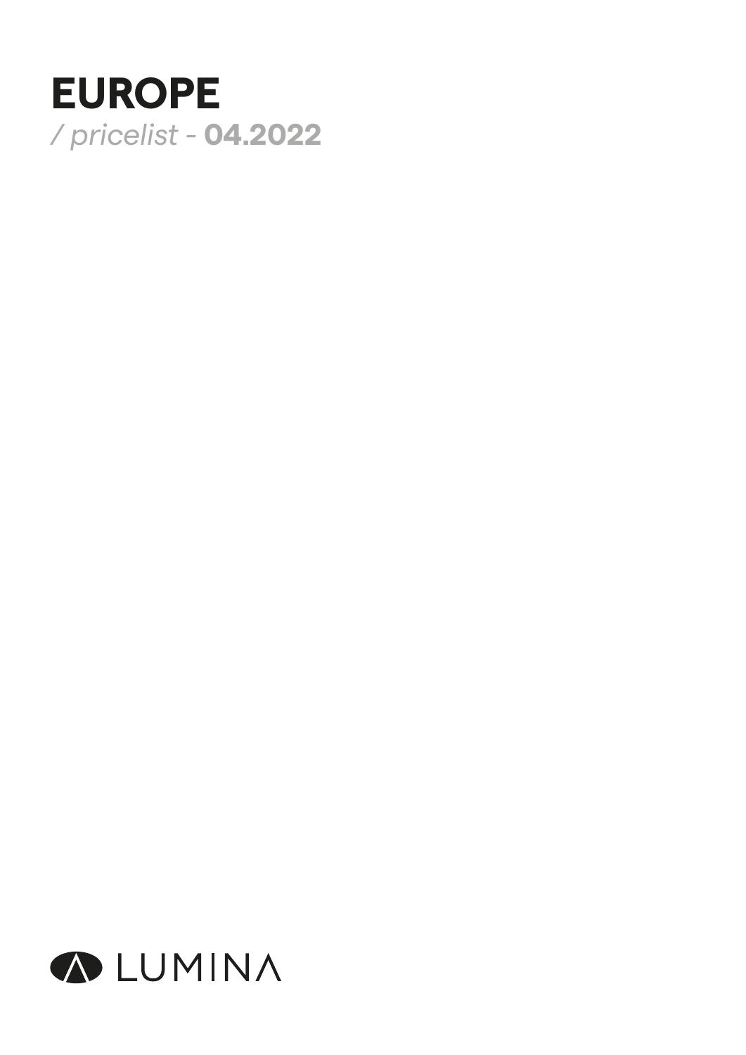# EUROPE

*/ pricelist* - **04.2022**

LUMINA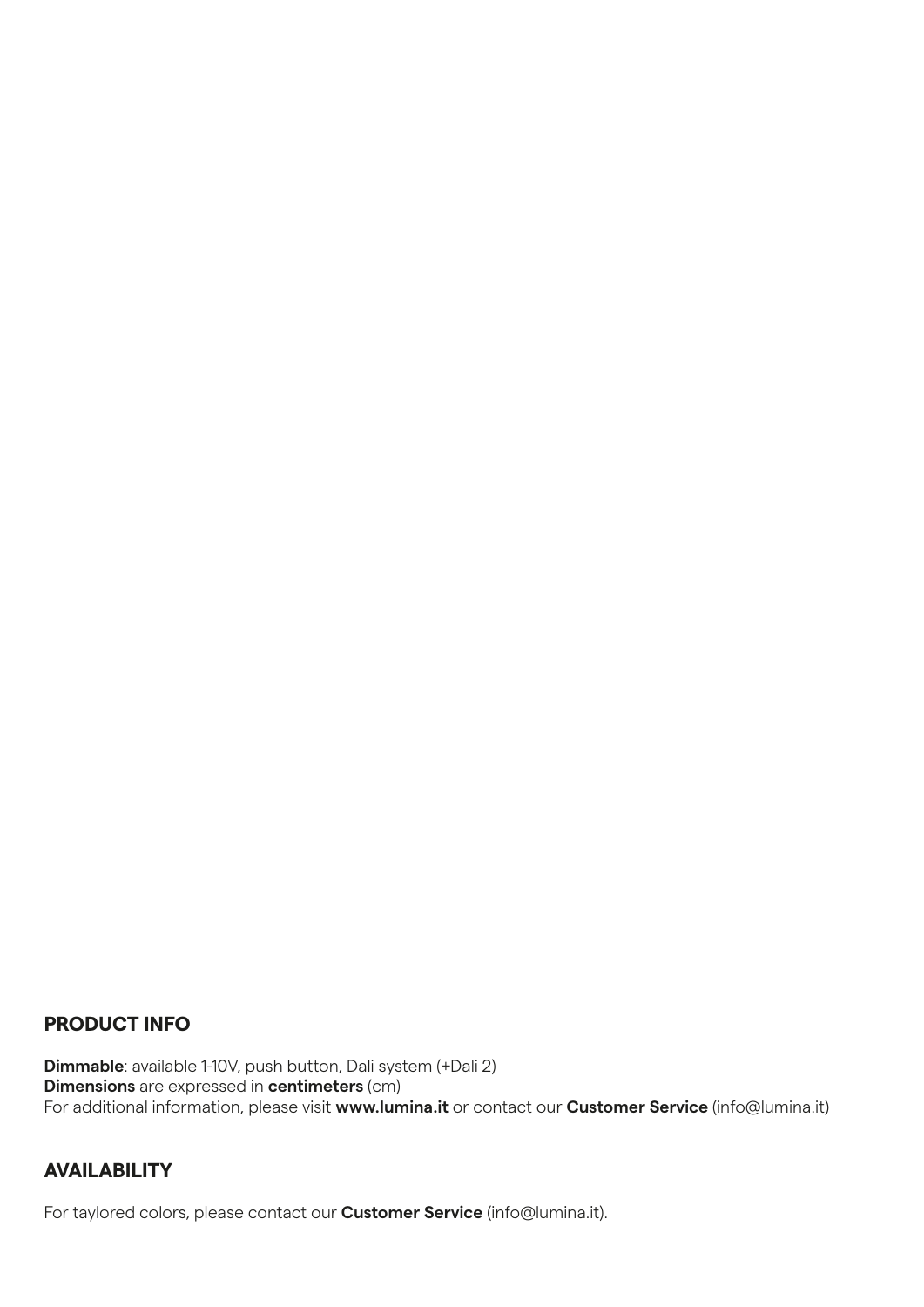## PRODUCT INFO

**Dimmable**: available 1-10V, push button, Dali system (+Dali 2)
**Dimensions** are expressed in **centimeters** (cm)
For additional information, please visit **www.lumina.it** or contact our **Customer Service** (info@lumina.it)

## AVAILABILITY

For taylored colors, please contact our **Customer Service** (info@lumina.it).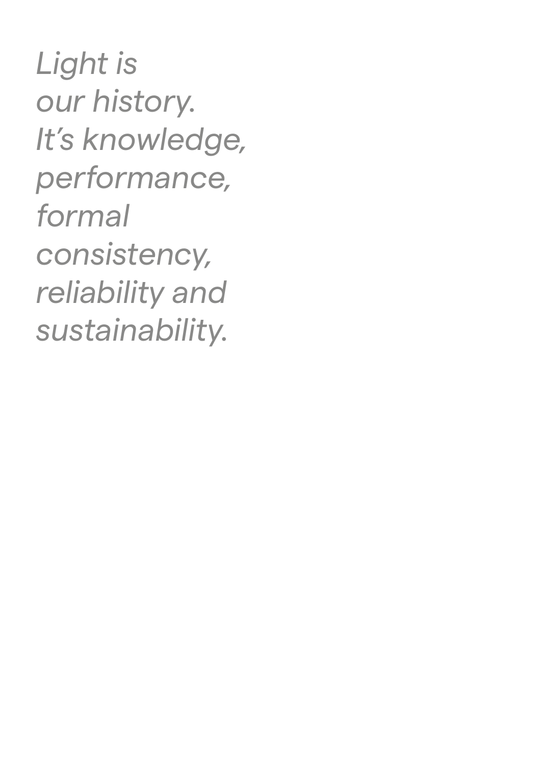*Light is our history. It's knowledge, performance, formal consistency, reliability and sustainability.*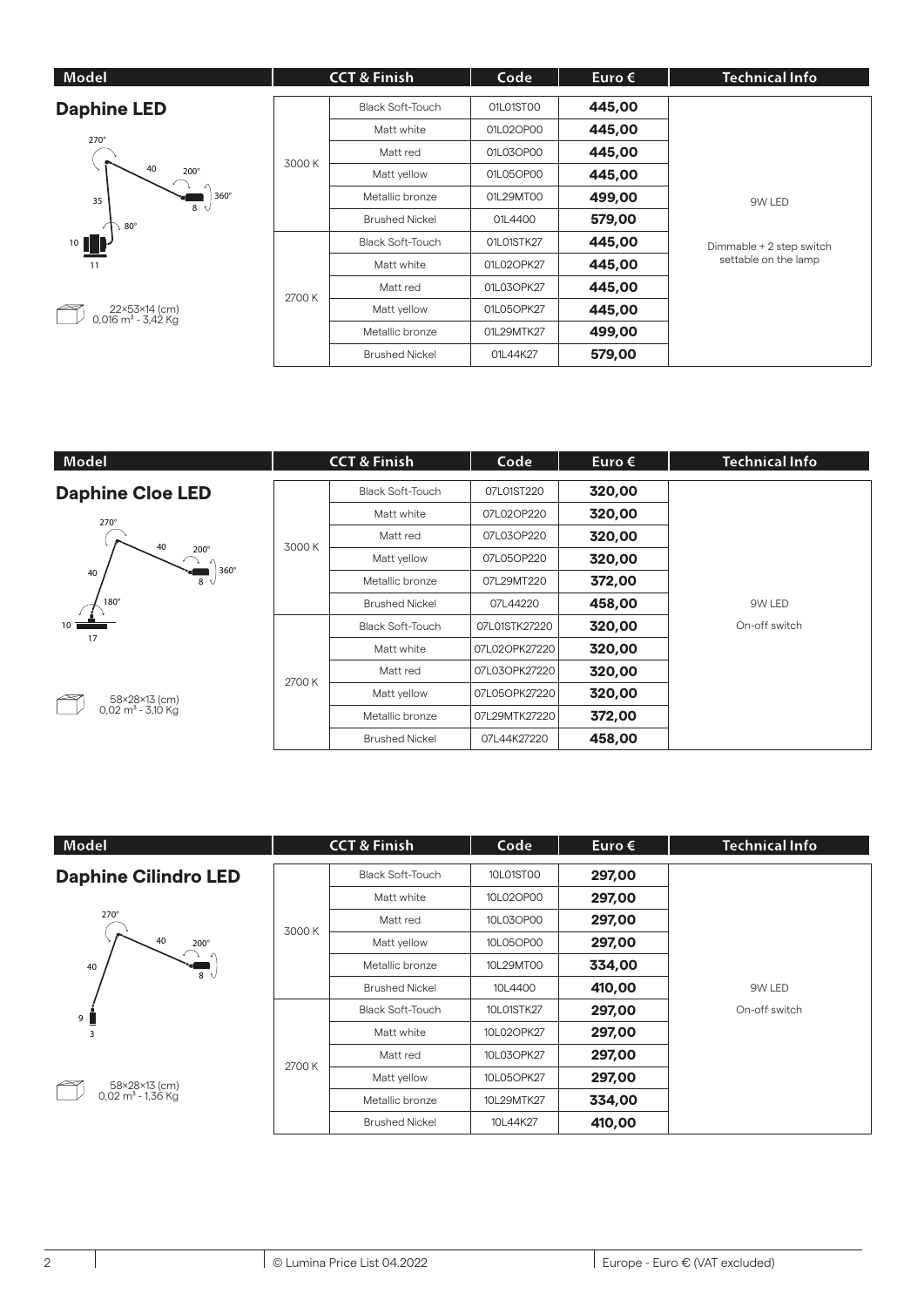| Model | CCT & Finish | | Code | Euro € | Technical Info |
|---|---|---|---|---|---|
| **Daphine LED** | 3000 K | Black Soft-Touch | 01L01ST00 | **445,00** | 9W LED<br>Dimmable + 2 step switch settable on the lamp |
| | | Matt white | 01L02OP00 | **445,00** | |
| | | Matt red | 01L03OP00 | **445,00** | |
| | | Matt yellow | 01L05OP00 | **445,00** | |
| | | Metallic bronze | 01L29MT00 | **499,00** | |
| | | Brushed Nickel | 01L4400 | **579,00** | |
| | 2700 K | Black Soft-Touch | 01L01STK27 | **445,00** | |
| | | Matt white | 01L02OPK27 | **445,00** | |
| | | Matt red | 01L03OPK27 | **445,00** | |
| | | Matt yellow | 01L05OPK27 | **445,00** | |
| | | Metallic bronze | 01L29MTK27 | **499,00** | |
| | | Brushed Nickel | 01L44K27 | **579,00** | |

270°, 40, 200°, 360°, 35, 8, 80°, 10, 11

22×53×14 (cm)
0,016 m³ - 3,42 Kg

| Model | CCT & Finish | | Code | Euro € | Technical Info |
|---|---|---|---|---|---|
| **Daphine Cloe LED** | 3000 K | Black Soft-Touch | 07L01ST220 | **320,00** | 9W LED<br>On-off switch |
| | | Matt white | 07L02OP220 | **320,00** | |
| | | Matt red | 07L03OP220 | **320,00** | |
| | | Matt yellow | 07L05OP220 | **320,00** | |
| | | Metallic bronze | 07L29MT220 | **372,00** | |
| | | Brushed Nickel | 07L44220 | **458,00** | |
| | 2700 K | Black Soft-Touch | 07L01STK27220 | **320,00** | |
| | | Matt white | 07L02OPK27220 | **320,00** | |
| | | Matt red | 07L03OPK27220 | **320,00** | |
| | | Matt yellow | 07L05OPK27220 | **320,00** | |
| | | Metallic bronze | 07L29MTK27220 | **372,00** | |
| | | Brushed Nickel | 07L44K27220 | **458,00** | |

270°, 40, 200°, 360°, 40, 8, 180°, 10, 17

58×28×13 (cm)
0,02 m³ - 3,10 Kg

| Model | CCT & Finish | | Code | Euro € | Technical Info |
|---|---|---|---|---|---|
| **Daphine Cilindro LED** | 3000 K | Black Soft-Touch | 10L01ST00 | **297,00** | 9W LED<br>On-off switch |
| | | Matt white | 10L02OP00 | **297,00** | |
| | | Matt red | 10L03OP00 | **297,00** | |
| | | Matt yellow | 10L05OP00 | **297,00** | |
| | | Metallic bronze | 10L29MT00 | **334,00** | |
| | | Brushed Nickel | 10L4400 | **410,00** | |
| | 2700 K | Black Soft-Touch | 10L01STK27 | **297,00** | |
| | | Matt white | 10L02OPK27 | **297,00** | |
| | | Matt red | 10L03OPK27 | **297,00** | |
| | | Matt yellow | 10L05OPK27 | **297,00** | |
| | | Metallic bronze | 10L29MTK27 | **334,00** | |
| | | Brushed Nickel | 10L44K27 | **410,00** | |

270°, 40, 200°, 40, 8, 9, 3

58×28×13 (cm)
0,02 m³ - 1,36 Kg

© Lumina Price List 04.2022 | Europe - Euro € (VAT excluded)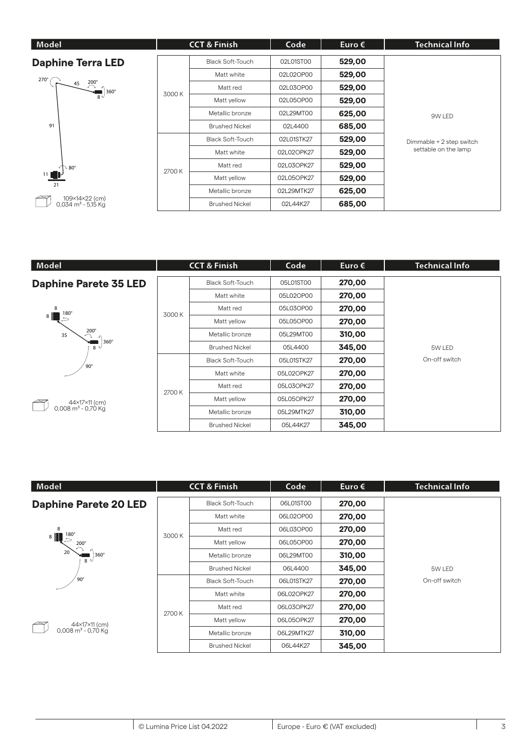## Daphine Terra LED

91 · 45 · 8 · 11 · 21 · 270° · 200° · 360° · 80°

109×14×22 (cm)
0,034 m³ - 5,15 Kg

| Model | CCT & Finish | | Code | Euro € | Technical Info |
|---|---|---|---|---|---|
| Daphine Terra LED | 3000 K | Black Soft-Touch | 02L01ST00 | **529,00** | 9W LED<br>Dimmable + 2 step switch settable on the lamp |
| | | Matt white | 02L02OP00 | **529,00** | |
| | | Matt red | 02L03OP00 | **529,00** | |
| | | Matt yellow | 02L05OP00 | **529,00** | |
| | | Metallic bronze | 02L29MT00 | **625,00** | |
| | | Brushed Nickel | 02L4400 | **685,00** | |
| | 2700 K | Black Soft-Touch | 02L01STK27 | **529,00** | |
| | | Matt white | 02L02OPK27 | **529,00** | |
| | | Matt red | 02L03OPK27 | **529,00** | |
| | | Matt yellow | 02L05OPK27 | **529,00** | |
| | | Metallic bronze | 02L29MTK27 | **625,00** | |
| | | Brushed Nickel | 02L44K27 | **685,00** | |

## Daphine Parete 35 LED

8 · 8 · 35 · 8 · 180° · 200° · 360° · 90°

44×17×11 (cm)
0,008 m³ - 0,70 Kg

| Model | CCT & Finish | | Code | Euro € | Technical Info |
|---|---|---|---|---|---|
| Daphine Parete 35 LED | 3000 K | Black Soft-Touch | 05L01ST00 | **270,00** | 5W LED<br>On-off switch |
| | | Matt white | 05L02OP00 | **270,00** | |
| | | Matt red | 05L03OP00 | **270,00** | |
| | | Matt yellow | 05L05OP00 | **270,00** | |
| | | Metallic bronze | 05L29MT00 | **310,00** | |
| | | Brushed Nickel | 05L4400 | **345,00** | |
| | 2700 K | Black Soft-Touch | 05L01STK27 | **270,00** | |
| | | Matt white | 05L02OPK27 | **270,00** | |
| | | Matt red | 05L03OPK27 | **270,00** | |
| | | Matt yellow | 05L05OPK27 | **270,00** | |
| | | Metallic bronze | 05L29MTK27 | **310,00** | |
| | | Brushed Nickel | 05L44K27 | **345,00** | |

## Daphine Parete 20 LED

8 · 8 · 20 · 8 · 180° · 200° · 360° · 90°

44×17×11 (cm)
0,008 m³ - 0,70 Kg

| Model | CCT & Finish | | Code | Euro € | Technical Info |
|---|---|---|---|---|---|
| Daphine Parete 20 LED | 3000 K | Black Soft-Touch | 06L01ST00 | **270,00** | 5W LED<br>On-off switch |
| | | Matt white | 06L02OP00 | **270,00** | |
| | | Matt red | 06L03OP00 | **270,00** | |
| | | Matt yellow | 06L05OP00 | **270,00** | |
| | | Metallic bronze | 06L29MT00 | **310,00** | |
| | | Brushed Nickel | 06L4400 | **345,00** | |
| | 2700 K | Black Soft-Touch | 06L01STK27 | **270,00** | |
| | | Matt white | 06L02OPK27 | **270,00** | |
| | | Matt red | 06L03OPK27 | **270,00** | |
| | | Matt yellow | 06L05OPK27 | **270,00** | |
| | | Metallic bronze | 06L29MTK27 | **310,00** | |
| | | Brushed Nickel | 06L44K27 | **345,00** | |

© Lumina Price List 04.2022 | Europe - Euro € (VAT excluded)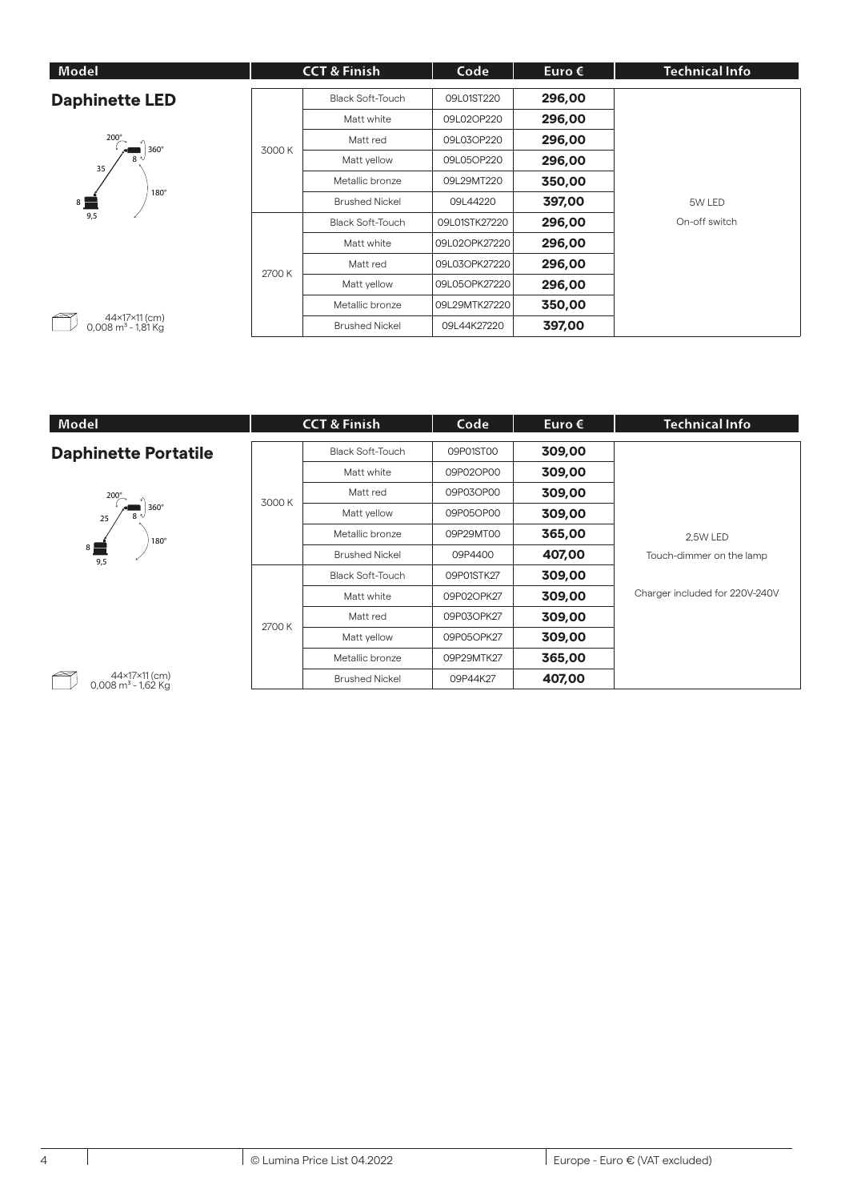| Model | CCT & Finish | | Code | Euro € | Technical Info |
|---|---|---|---|---|---|
| **Daphinette LED** | 3000 K | Black Soft-Touch | 09L01ST220 | **296,00** | 5W LED<br>On-off switch |
| | | Matt white | 09L02OP220 | **296,00** | |
| | | Matt red | 09L03OP220 | **296,00** | |
| | | Matt yellow | 09L05OP220 | **296,00** | |
| | | Metallic bronze | 09L29MT220 | **350,00** | |
| | | Brushed Nickel | 09L44220 | **397,00** | |
| | 2700 K | Black Soft-Touch | 09L01STK27220 | **296,00** | |
| | | Matt white | 09L02OPK27220 | **296,00** | |
| | | Matt red | 09L03OPK27220 | **296,00** | |
| | | Matt yellow | 09L05OPK27220 | **296,00** | |
| | | Metallic bronze | 09L29MTK27220 | **350,00** | |
| 44×17×11 (cm)<br>0,008 m³ - 1,81 Kg | | Brushed Nickel | 09L44K27220 | **397,00** | |

| Model | CCT & Finish | | Code | Euro € | Technical Info |
|---|---|---|---|---|---|
| **Daphinette Portatile** | 3000 K | Black Soft-Touch | 09P01ST00 | **309,00** | 2,5W LED<br>Touch-dimmer on the lamp<br>Charger included for 220V-240V |
| | | Matt white | 09P02OP00 | **309,00** | |
| | | Matt red | 09P03OP00 | **309,00** | |
| | | Matt yellow | 09P05OP00 | **309,00** | |
| | | Metallic bronze | 09P29MT00 | **365,00** | |
| | | Brushed Nickel | 09P4400 | **407,00** | |
| | 2700 K | Black Soft-Touch | 09P01STK27 | **309,00** | |
| | | Matt white | 09P02OPK27 | **309,00** | |
| | | Matt red | 09P03OPK27 | **309,00** | |
| | | Matt yellow | 09P05OPK27 | **309,00** | |
| | | Metallic bronze | 09P29MTK27 | **365,00** | |
| 44×17×11 (cm)<br>0,008 m³ - 1,62 Kg | | Brushed Nickel | 09P44K27 | **407,00** | |

© Lumina Price List 04.2022 — Europe - Euro € (VAT excluded)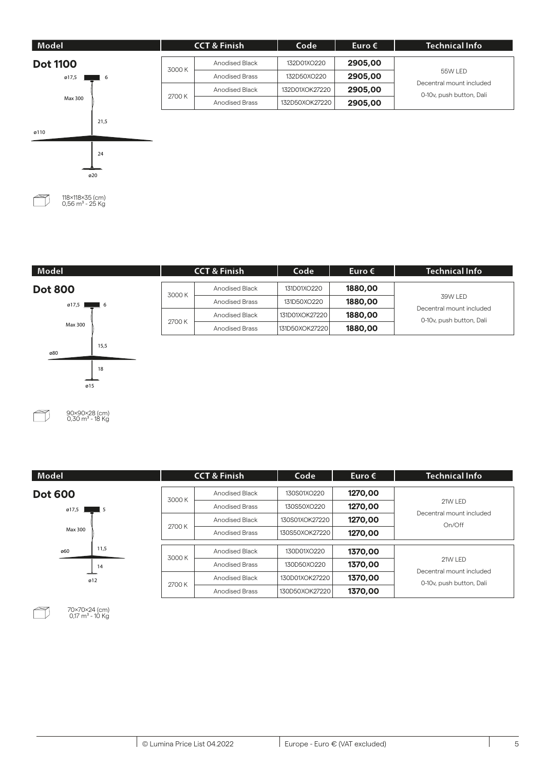## Dot 1100

ø17,5 | 6 | Max 300 | 21,5 | ø110 | 24 | ø20

118×118×35 (cm)
0,56 m³ - 25 Kg

| Model | CCT & Finish | | Code | Euro € | Technical Info |
|---|---|---|---|---|---|
| Dot 1100 | 3000 K | Anodised Black | 132D01XO220 | 2905,00 | 55W LED<br>Decentral mount included<br>0-10v, push button, Dali |
| | | Anodised Brass | 132D50XO220 | 2905,00 | |
| | 2700 K | Anodised Black | 132D01XOK27220 | 2905,00 | |
| | | Anodised Brass | 132D50XOK27220 | 2905,00 | |

## Dot 800

ø17,5 | 6 | Max 300 | 15,5 | ø80 | 18 | ø15

90×90×28 (cm)
0,30 m³ - 18 Kg

| Model | CCT & Finish | | Code | Euro € | Technical Info |
|---|---|---|---|---|---|
| Dot 800 | 3000 K | Anodised Black | 131D01XO220 | 1880,00 | 39W LED<br>Decentral mount included<br>0-10v, push button, Dali |
| | | Anodised Brass | 131D50XO220 | 1880,00 | |
| | 2700 K | Anodised Black | 131D01XOK27220 | 1880,00 | |
| | | Anodised Brass | 131D50XOK27220 | 1880,00 | |

## Dot 600

ø17,5 | 5 | Max 300 | 11,5 | ø60 | 14 | ø12

70×70×24 (cm)
0,17 m³ - 10 Kg

| Model | CCT & Finish | | Code | Euro € | Technical Info |
|---|---|---|---|---|---|
| Dot 600 | 3000 K | Anodised Black | 130S01XO220 | 1270,00 | 21W LED<br>Decentral mount included<br>On/Off |
| | | Anodised Brass | 130S50XO220 | 1270,00 | |
| | 2700 K | Anodised Black | 130S01XOK27220 | 1270,00 | |
| | | Anodised Brass | 130S50XOK27220 | 1270,00 | |
| | 3000 K | Anodised Black | 130D01XO220 | 1370,00 | 21W LED<br>Decentral mount included<br>0-10v, push button, Dali |
| | | Anodised Brass | 130D50XO220 | 1370,00 | |
| | 2700 K | Anodised Black | 130D01XOK27220 | 1370,00 | |
| | | Anodised Brass | 130D50XOK27220 | 1370,00 | |

© Lumina Price List 04.2022 | Europe - Euro € (VAT excluded)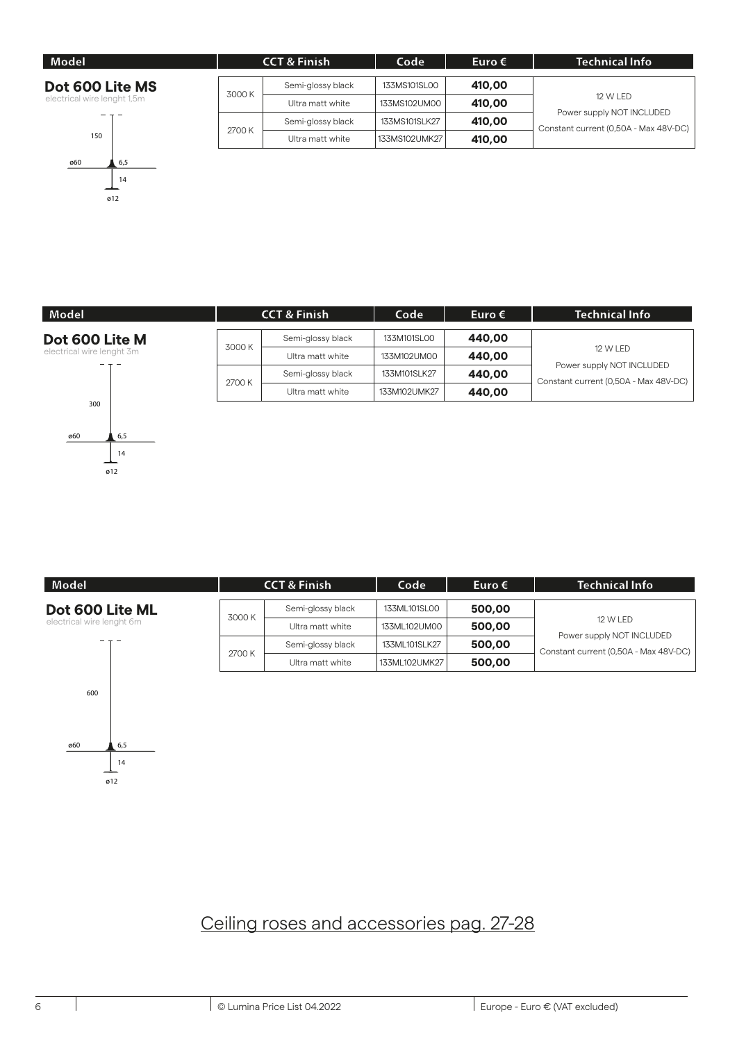## Dot 600 Lite MS

electrical wire lenght 1,5m

150

ø60 6,5

14

ø12

| Model | CCT & Finish | | Code | Euro € | Technical Info |
|---|---|---|---|---|---|
| Dot 600 Lite MS | 3000 K | Semi-glossy black | 133MS101SL00 | **410,00** | 12 W LED<br>Power supply NOT INCLUDED<br>Constant current (0,50A - Max 48V-DC) |
| | | Ultra matt white | 133MS102UM00 | **410,00** | |
| | 2700 K | Semi-glossy black | 133MS101SLK27 | **410,00** | |
| | | Ultra matt white | 133MS102UMK27 | **410,00** | |

## Dot 600 Lite M

electrical wire lenght 3m

300

ø60 6,5

14

ø12

| Model | CCT & Finish | | Code | Euro € | Technical Info |
|---|---|---|---|---|---|
| Dot 600 Lite M | 3000 K | Semi-glossy black | 133M101SL00 | **440,00** | 12 W LED<br>Power supply NOT INCLUDED<br>Constant current (0,50A - Max 48V-DC) |
| | | Ultra matt white | 133M102UM00 | **440,00** | |
| | 2700 K | Semi-glossy black | 133M101SLK27 | **440,00** | |
| | | Ultra matt white | 133M102UMK27 | **440,00** | |

## Dot 600 Lite ML

electrical wire lenght 6m

600

ø60 6,5

14

ø12

| Model | CCT & Finish | | Code | Euro € | Technical Info |
|---|---|---|---|---|---|
| Dot 600 Lite ML | 3000 K | Semi-glossy black | 133ML101SL00 | **500,00** | 12 W LED<br>Power supply NOT INCLUDED<br>Constant current (0,50A - Max 48V-DC) |
| | | Ultra matt white | 133ML102UM00 | **500,00** | |
| | 2700 K | Semi-glossy black | 133ML101SLK27 | **500,00** | |
| | | Ultra matt white | 133ML102UMK27 | **500,00** | |

Ceiling roses and accessories pag. 27-28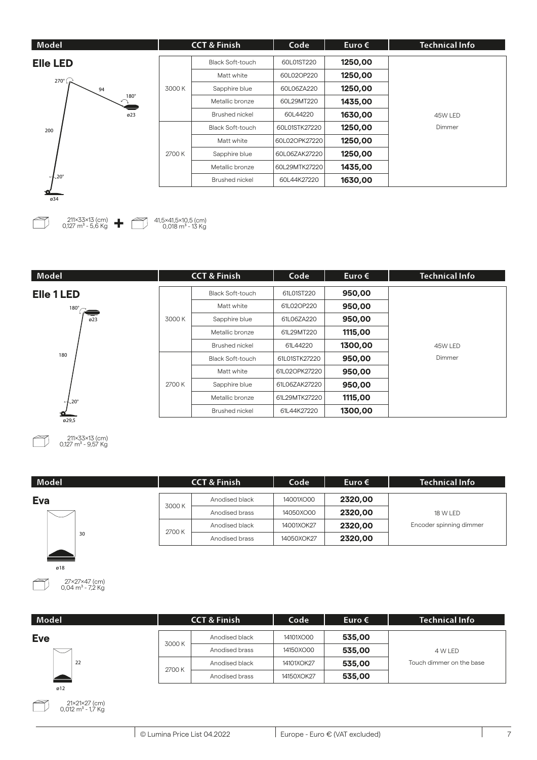| Model | CCT & Finish | | Code | Euro € | Technical Info |
|---|---|---|---|---|---|
| **Elle LED** | 3000 K | Black Soft-touch | 60L01ST220 | **1250,00** | 45W LED<br>Dimmer |
| | | Matt white | 60L02OP220 | **1250,00** | |
| | | Sapphire blue | 60L06ZA220 | **1250,00** | |
| | | Metallic bronze | 60L29MT220 | **1435,00** | |
| | | Brushed nickel | 60L44220 | **1630,00** | |
| | 2700 K | Black Soft-touch | 60L01STK27220 | **1250,00** | |
| | | Matt white | 60L02OPK27220 | **1250,00** | |
| | | Sapphire blue | 60L06ZAK27220 | **1250,00** | |
| | | Metallic bronze | 60L29MTK27220 | **1435,00** | |
| | | Brushed nickel | 60L44K27220 | **1630,00** | |

270° 94 180° ø23 200 20° ø34

211×33×13 (cm) 0,127 m³ - 5,6 Kg + 41,5×41,5×10,5 (cm) 0,018 m³ - 13 Kg

| Model | CCT & Finish | | Code | Euro € | Technical Info |
|---|---|---|---|---|---|
| **Elle 1 LED** | 3000 K | Black Soft-touch | 61L01ST220 | **950,00** | 45W LED<br>Dimmer |
| | | Matt white | 61L02OP220 | **950,00** | |
| | | Sapphire blue | 61L06ZA220 | **950,00** | |
| | | Metallic bronze | 61L29MT220 | **1115,00** | |
| | | Brushed nickel | 61L44220 | **1300,00** | |
| | 2700 K | Black Soft-touch | 61L01STK27220 | **950,00** | |
| | | Matt white | 61L02OPK27220 | **950,00** | |
| | | Sapphire blue | 61L06ZAK27220 | **950,00** | |
| | | Metallic bronze | 61L29MTK27220 | **1115,00** | |
| | | Brushed nickel | 61L44K27220 | **1300,00** | |

180° ø23 180 20° ø29,5

211×33×13 (cm) 0,127 m³ - 9,57 Kg

| Model | CCT & Finish | | Code | Euro € | Technical Info |
|---|---|---|---|---|---|
| **Eva** | 3000 K | Anodised black | 14001XO00 | **2320,00** | 18 W LED<br>Encoder spinning dimmer |
| | | Anodised brass | 14050XO00 | **2320,00** | |
| | 2700 K | Anodised black | 14001XOK27 | **2320,00** | |
| | | Anodised brass | 14050XOK27 | **2320,00** | |

30 ø18

27×27×47 (cm) 0,04 m³ - 7,2 Kg

| Model | CCT & Finish | | Code | Euro € | Technical Info |
|---|---|---|---|---|---|
| **Eve** | 3000 K | Anodised black | 14101XO00 | **535,00** | 4 W LED<br>Touch dimmer on the base |
| | | Anodised brass | 14150XO00 | **535,00** | |
| | 2700 K | Anodised black | 14101XOK27 | **535,00** | |
| | | Anodised brass | 14150XOK27 | **535,00** | |

22 ø12

21×21×27 (cm) 0,012 m³ - 1,7 Kg

© Lumina Price List 04.2022 | Europe - Euro € (VAT excluded)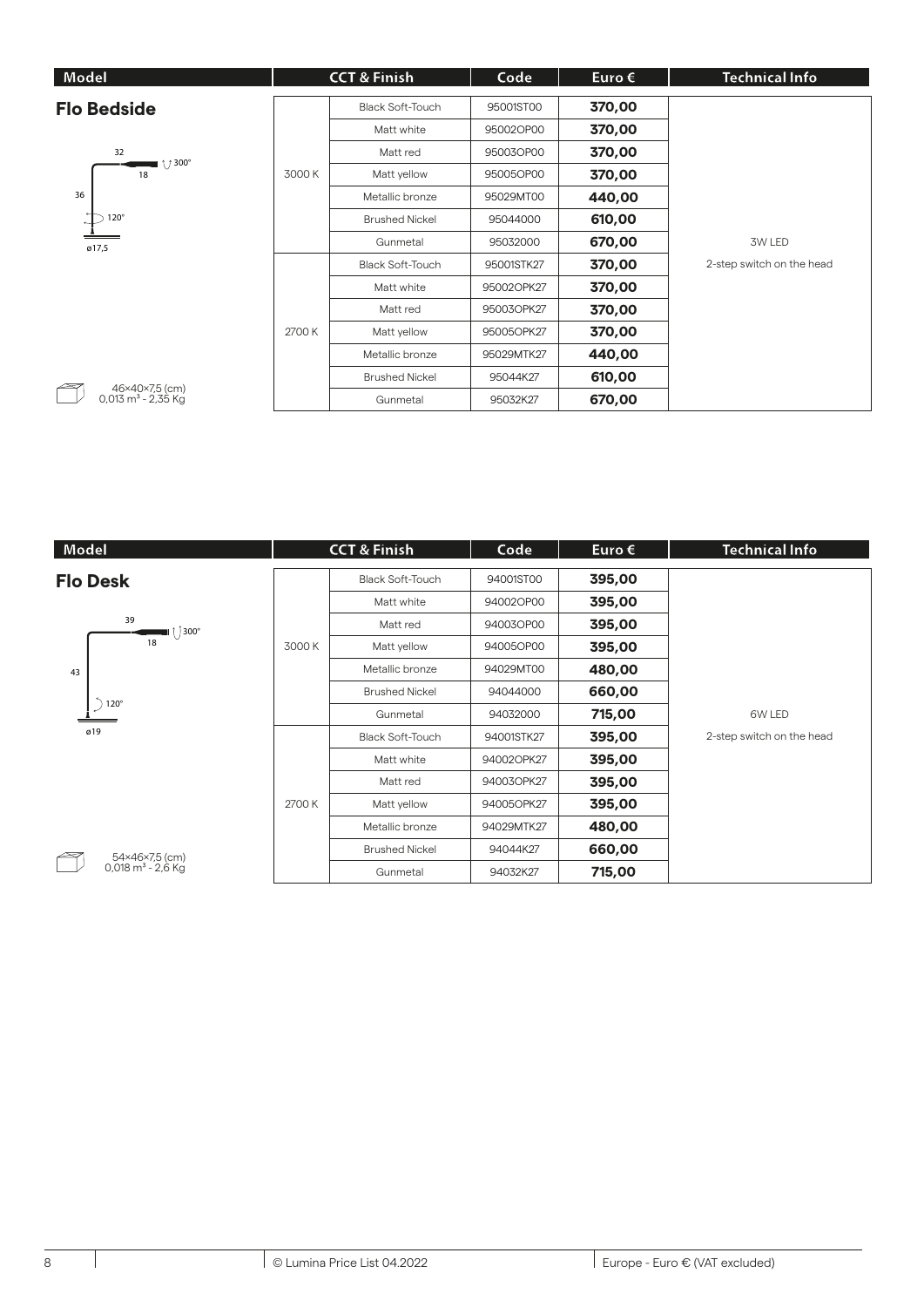| Model | CCT & Finish | | Code | Euro € | Technical Info |
|---|---|---|---|---|---|
| **Flo Bedside** | 3000 K | Black Soft-Touch | 95001ST00 | **370,00** | 3W LED<br>2-step switch on the head |
| | | Matt white | 95002OP00 | **370,00** | |
| | | Matt red | 95003OP00 | **370,00** | |
| | | Matt yellow | 95005OP00 | **370,00** | |
| | | Metallic bronze | 95029MT00 | **440,00** | |
| | | Brushed Nickel | 95044000 | **610,00** | |
| | | Gunmetal | 95032000 | **670,00** | |
| | 2700 K | Black Soft-Touch | 95001STK27 | **370,00** | |
| | | Matt white | 95002OPK27 | **370,00** | |
| | | Matt red | 95003OPK27 | **370,00** | |
| | | Matt yellow | 95005OPK27 | **370,00** | |
| | | Metallic bronze | 95029MTK27 | **440,00** | |
| | | Brushed Nickel | 95044K27 | **610,00** | |
| 46×40×7,5 (cm)<br>0,013 m³ - 2,35 Kg | | Gunmetal | 95032K27 | **670,00** | |

32 · 18 · 300° · 36 · 120° · ø17,5

| Model | CCT & Finish | | Code | Euro € | Technical Info |
|---|---|---|---|---|---|
| **Flo Desk** | 3000 K | Black Soft-Touch | 94001ST00 | **395,00** | 6W LED<br>2-step switch on the head |
| | | Matt white | 94002OP00 | **395,00** | |
| | | Matt red | 94003OP00 | **395,00** | |
| | | Matt yellow | 94005OP00 | **395,00** | |
| | | Metallic bronze | 94029MT00 | **480,00** | |
| | | Brushed Nickel | 94044000 | **660,00** | |
| | | Gunmetal | 94032000 | **715,00** | |
| | 2700 K | Black Soft-Touch | 94001STK27 | **395,00** | |
| | | Matt white | 94002OPK27 | **395,00** | |
| | | Matt red | 94003OPK27 | **395,00** | |
| | | Matt yellow | 94005OPK27 | **395,00** | |
| | | Metallic bronze | 94029MTK27 | **480,00** | |
| | | Brushed Nickel | 94044K27 | **660,00** | |
| 54×46×7,5 (cm)<br>0,018 m³ - 2,6 Kg | | Gunmetal | 94032K27 | **715,00** | |

39 · 18 · 300° · 43 · 120° · ø19

© Lumina Price List 04.2022 | Europe - Euro € (VAT excluded)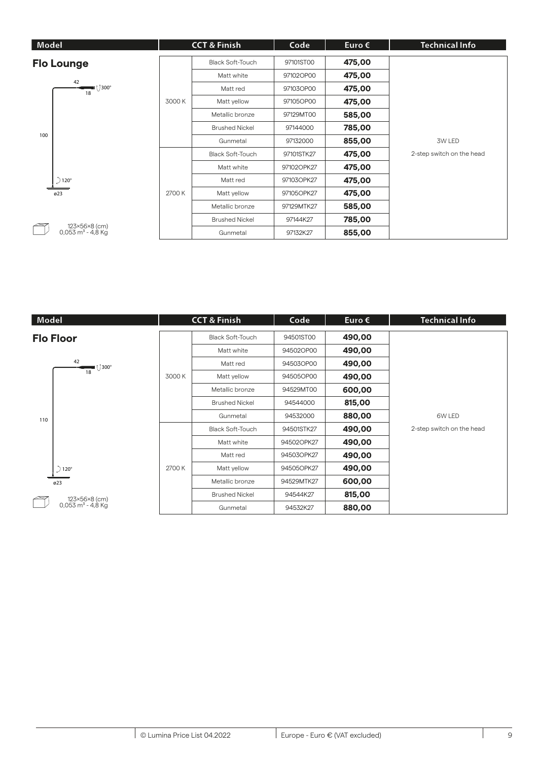| Model | CCT & Finish | | Code | Euro € | Technical Info |
|---|---|---|---|---|---|
| **Flo Lounge** | 3000 K | Black Soft-Touch | 97101ST00 | **475,00** | 3W LED<br>2-step switch on the head |
| 42 / 18 / 300° / 100 / 120° / ø23 | | Matt white | 97102OP00 | **475,00** | |
| 123×56×8 (cm)<br>0,053 m³ - 4,8 Kg | | Matt red | 97103OP00 | **475,00** | |
| | | Matt yellow | 97105OP00 | **475,00** | |
| | | Metallic bronze | 97129MT00 | **585,00** | |
| | | Brushed Nickel | 97144000 | **785,00** | |
| | | Gunmetal | 97132000 | **855,00** | |
| | 2700 K | Black Soft-Touch | 97101STK27 | **475,00** | |
| | | Matt white | 97102OPK27 | **475,00** | |
| | | Matt red | 97103OPK27 | **475,00** | |
| | | Matt yellow | 97105OPK27 | **475,00** | |
| | | Metallic bronze | 97129MTK27 | **585,00** | |
| | | Brushed Nickel | 97144K27 | **785,00** | |
| | | Gunmetal | 97132K27 | **855,00** | |

| Model | CCT & Finish | | Code | Euro € | Technical Info |
|---|---|---|---|---|---|
| **Flo Floor** | 3000 K | Black Soft-Touch | 94501ST00 | **490,00** | 6W LED<br>2-step switch on the head |
| 42 / 18 / 300° / 110 / 120° / ø23 | | Matt white | 94502OP00 | **490,00** | |
| 123×56×8 (cm)<br>0,053 m³ - 4,8 Kg | | Matt red | 94503OP00 | **490,00** | |
| | | Matt yellow | 94505OP00 | **490,00** | |
| | | Metallic bronze | 94529MT00 | **600,00** | |
| | | Brushed Nickel | 94544000 | **815,00** | |
| | | Gunmetal | 94532000 | **880,00** | |
| | 2700 K | Black Soft-Touch | 94501STK27 | **490,00** | |
| | | Matt white | 94502OPK27 | **490,00** | |
| | | Matt red | 94503OPK27 | **490,00** | |
| | | Matt yellow | 94505OPK27 | **490,00** | |
| | | Metallic bronze | 94529MTK27 | **600,00** | |
| | | Brushed Nickel | 94544K27 | **815,00** | |
| | | Gunmetal | 94532K27 | **880,00** | |

© Lumina Price List 04.2022 | Europe - Euro € (VAT excluded)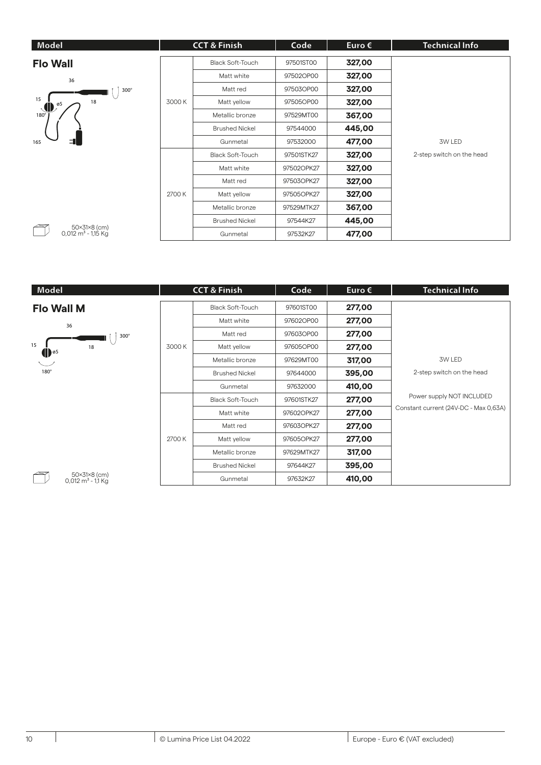| Model | CCT & Finish | | Code | Euro € | Technical Info |
|---|---|---|---|---|---|
| **Flo Wall** | 3000 K | Black Soft-Touch | 97501ST00 | **327,00** | 3W LED<br>2-step switch on the head |
| | | Matt white | 97502OP00 | **327,00** | |
| | | Matt red | 97503OP00 | **327,00** | |
| | | Matt yellow | 97505OP00 | **327,00** | |
| | | Metallic bronze | 97529MT00 | **367,00** | |
| | | Brushed Nickel | 97544000 | **445,00** | |
| | | Gunmetal | 97532000 | **477,00** | |
| | 2700 K | Black Soft-Touch | 97501STK27 | **327,00** | |
| | | Matt white | 97502OPK27 | **327,00** | |
| | | Matt red | 97503OPK27 | **327,00** | |
| | | Matt yellow | 97505OPK27 | **327,00** | |
| | | Metallic bronze | 97529MTK27 | **367,00** | |
| | | Brushed Nickel | 97544K27 | **445,00** | |
| 50×31×8 (cm)<br>0,012 m³ - 1,15 Kg | | Gunmetal | 97532K27 | **477,00** | |

| Model | CCT & Finish | | Code | Euro € | Technical Info |
|---|---|---|---|---|---|
| **Flo Wall M** | 3000 K | Black Soft-Touch | 97601ST00 | **277,00** | 3W LED<br>2-step switch on the head<br>Power supply NOT INCLUDED<br>Constant current (24V-DC - Max 0,63A) |
| | | Matt white | 97602OP00 | **277,00** | |
| | | Matt red | 97603OP00 | **277,00** | |
| | | Matt yellow | 97605OP00 | **277,00** | |
| | | Metallic bronze | 97629MT00 | **317,00** | |
| | | Brushed Nickel | 97644000 | **395,00** | |
| | | Gunmetal | 97632000 | **410,00** | |
| | 2700 K | Black Soft-Touch | 97601STK27 | **277,00** | |
| | | Matt white | 97602OPK27 | **277,00** | |
| | | Matt red | 97603OPK27 | **277,00** | |
| | | Matt yellow | 97605OPK27 | **277,00** | |
| | | Metallic bronze | 97629MTK27 | **317,00** | |
| | | Brushed Nickel | 97644K27 | **395,00** | |
| 50×31×8 (cm)<br>0,012 m³ - 1,1 Kg | | Gunmetal | 97632K27 | **410,00** | |

© Lumina Price List 04.2022 | Europe - Euro € (VAT excluded)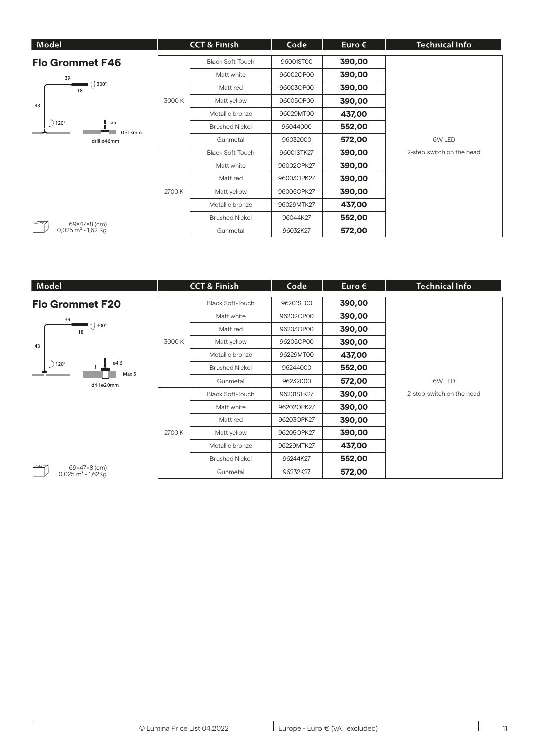| Model | CCT & Finish | | Code | Euro € | Technical Info |
|---|---|---|---|---|---|
| **Flo Grommet F46** | 3000 K | Black Soft-Touch | 96001ST00 | **390,00** | 6W LED<br>2-step switch on the head |
| | | Matt white | 96002OP00 | **390,00** | |
| | | Matt red | 96003OP00 | **390,00** | |
| | | Matt yellow | 96005OP00 | **390,00** | |
| | | Metallic bronze | 96029MT00 | **437,00** | |
| | | Brushed Nickel | 96044000 | **552,00** | |
| | | Gunmetal | 96032000 | **572,00** | |
| | 2700 K | Black Soft-Touch | 96001STK27 | **390,00** | |
| | | Matt white | 96002OPK27 | **390,00** | |
| | | Matt red | 96003OPK27 | **390,00** | |
| | | Matt yellow | 96005OPK27 | **390,00** | |
| | | Metallic bronze | 96029MTK27 | **437,00** | |
| | | Brushed Nickel | 96044K27 | **552,00** | |
| 69×47×8 (cm)<br>0,025 m³ - 1,62 Kg | | Gunmetal | 96032K27 | **572,00** | |

39, 18, 43, 300°, 120°, ø5, 10/13mm, drill ø46mm

| Model | CCT & Finish | | Code | Euro € | Technical Info |
|---|---|---|---|---|---|
| **Flo Grommet F20** | 3000 K | Black Soft-Touch | 96201ST00 | **390,00** | 6W LED<br>2-step switch on the head |
| | | Matt white | 96202OP00 | **390,00** | |
| | | Matt red | 96203OP00 | **390,00** | |
| | | Matt yellow | 96205OP00 | **390,00** | |
| | | Metallic bronze | 96229MT00 | **437,00** | |
| | | Brushed Nickel | 96244000 | **552,00** | |
| | | Gunmetal | 96232000 | **572,00** | |
| | 2700 K | Black Soft-Touch | 96201STK27 | **390,00** | |
| | | Matt white | 96202OPK27 | **390,00** | |
| | | Matt red | 96203OPK27 | **390,00** | |
| | | Matt yellow | 96205OPK27 | **390,00** | |
| | | Metallic bronze | 96229MTK27 | **437,00** | |
| | | Brushed Nickel | 96244K27 | **552,00** | |
| 69×47×8 (cm)<br>0,025 m³ - 1,62Kg | | Gunmetal | 96232K27 | **572,00** | |

39, 18, 43, 300°, 120°, 1, ø4,6, Max 5, drill ø20mm

© Lumina Price List 04.2022 | Europe - Euro € (VAT excluded)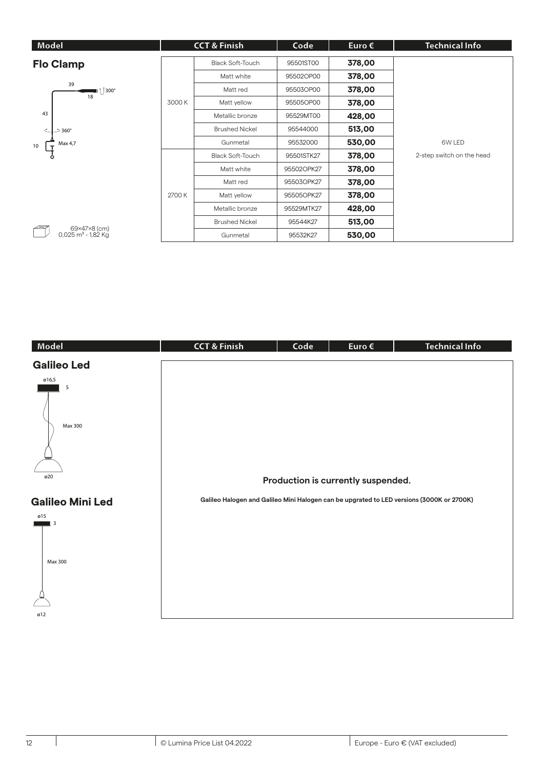| Model | CCT & Finish | | Code | Euro € | Technical Info |
|---|---|---|---|---|---|
| **Flo Clamp** | 3000 K | Black Soft-Touch | 95501ST00 | **378,00** | 6W LED<br>2-step switch on the head |
| | | Matt white | 95502OP00 | **378,00** | |
| | | Matt red | 95503OP00 | **378,00** | |
| | | Matt yellow | 95505OP00 | **378,00** | |
| | | Metallic bronze | 95529MT00 | **428,00** | |
| | | Brushed Nickel | 95544000 | **513,00** | |
| | | Gunmetal | 95532000 | **530,00** | |
| | 2700 K | Black Soft-Touch | 95501STK27 | **378,00** | |
| | | Matt white | 95502OPK27 | **378,00** | |
| | | Matt red | 95503OPK27 | **378,00** | |
| | | Matt yellow | 95505OPK27 | **378,00** | |
| | | Metallic bronze | 95529MTK27 | **428,00** | |
| | | Brushed Nickel | 95544K27 | **513,00** | |
| 69×47×8 (cm)<br>0,025 m³ - 1,82 Kg | | Gunmetal | 95532K27 | **530,00** | |

39, 18, 300°, 43, 360°, 10, Max 4,7

| Model | CCT & Finish | Code | Euro € | Technical Info |
|---|---|---|---|---|
| **Galileo Led** | | | | |
| **Galileo Mini Led** | | | | |

Galileo Led: ø16,5, 5, Max 300, ø20

Galileo Mini Led: ø15, 3, Max 300, ø12

**Production is currently suspended.**

**Galileo Halogen and Galileo Mini Halogen can be upgrated to LED versions (3000K or 2700K)**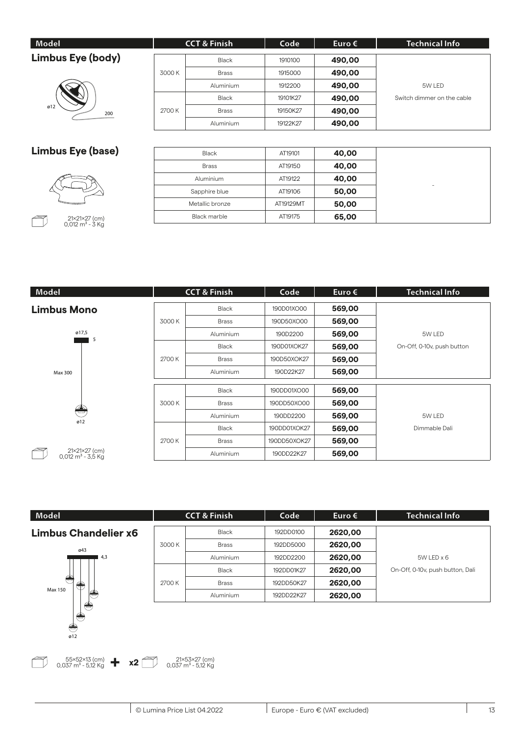| Model | CCT & Finish | | Code | Euro € | Technical Info |
|---|---|---|---|---|---|
| **Limbus Eye (body)** | 3000 K | Black | 1910100 | **490,00** | 5W LED<br>Switch dimmer on the cable |
| | | Brass | 1915000 | **490,00** | |
| | | Aluminium | 1912200 | **490,00** | |
| | 2700 K | Black | 19101K27 | **490,00** | |
| | | Brass | 19150K27 | **490,00** | |
| | | Aluminium | 19122K27 | **490,00** | |

ø12
200

| Model | Finish | Code | Euro € | Technical Info |
|---|---|---|---|---|
| **Limbus Eye (base)** | Black | AT19101 | **40,00** | - |
| | Brass | AT19150 | **40,00** | |
| | Aluminium | AT19122 | **40,00** | |
| | Sapphire blue | AT19106 | **50,00** | |
| | Metallic bronze | AT19129MT | **50,00** | |
| | Black marble | AT19175 | **65,00** | |

21×21×27 (cm)
0,012 m³ - 3 Kg

| Model | CCT & Finish | | Code | Euro € | Technical Info |
|---|---|---|---|---|---|
| **Limbus Mono** | 3000 K | Black | 190D01XO00 | **569,00** | 5W LED<br>On-Off, 0-10v, push button |
| | | Brass | 190D50XO00 | **569,00** | |
| | | Aluminium | 190D2200 | **569,00** | |
| | 2700 K | Black | 190D01XOK27 | **569,00** | |
| | | Brass | 190D50XOK27 | **569,00** | |
| | | Aluminium | 190D22K27 | **569,00** | |
| | 3000 K | Black | 190DD01XO00 | **569,00** | 5W LED<br>Dimmable Dali |
| | | Brass | 190DD50XO00 | **569,00** | |
| | | Aluminium | 190DD2200 | **569,00** | |
| | 2700 K | Black | 190DD01XOK27 | **569,00** | |
| | | Brass | 190DD50XOK27 | **569,00** | |
| | | Aluminium | 190DD22K27 | **569,00** | |

ø17,5
5
Max 300
ø12

21×21×27 (cm)
0,012 m³ - 3,5 Kg

| Model | CCT & Finish | | Code | Euro € | Technical Info |
|---|---|---|---|---|---|
| **Limbus Chandelier x6** | 3000 K | Black | 192DD0100 | **2620,00** | 5W LED x 6<br>On-Off, 0-10v, push button, Dali |
| | | Brass | 192DD5000 | **2620,00** | |
| | | Aluminium | 192DD2200 | **2620,00** | |
| | 2700 K | Black | 192DD01K27 | **2620,00** | |
| | | Brass | 192DD50K27 | **2620,00** | |
| | | Aluminium | 192DD22K27 | **2620,00** | |

ø43
4,3
Max 150
ø12

55×52×13 (cm)
0,037 m³ - 5,12 Kg **+ x2** 21×53×27 (cm)
0,037 m³ - 5,12 Kg

© Lumina Price List 04.2022 | Europe - Euro € (VAT excluded)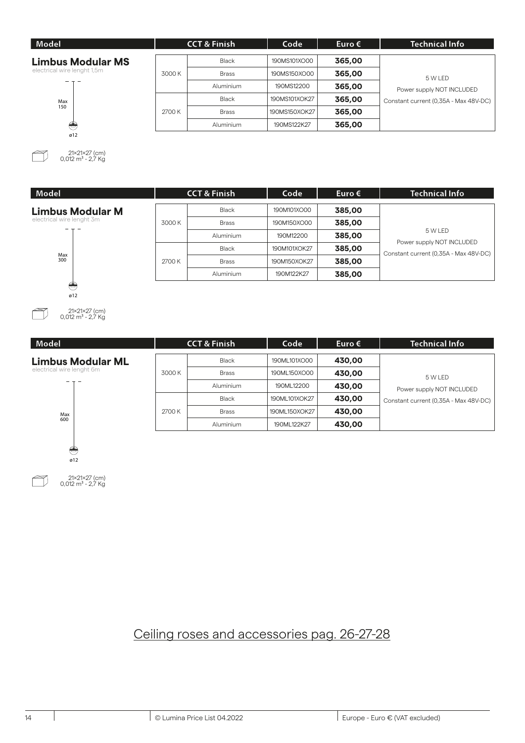| Model | CCT & Finish | | Code | Euro € | Technical Info |
|---|---|---|---|---|---|
| **Limbus Modular MS** | 3000 K | Black | 190MS101XO00 | **365,00** | 5 W LED |
| electrical wire lenght 1,5m | | Brass | 190MS150XO00 | **365,00** | Power supply NOT INCLUDED |
| Max 150 | | Aluminium | 190MS12200 | **365,00** | Constant current (0,35A - Max 48V-DC) |
| ø12 | 2700 K | Black | 190MS101XOK27 | **365,00** | |
| 21×21×27 (cm) | | Brass | 190MS150XOK27 | **365,00** | |
| 0,012 m³ - 2,7 Kg | | Aluminium | 190MS122K27 | **365,00** | |

| Model | CCT & Finish | | Code | Euro € | Technical Info |
|---|---|---|---|---|---|
| **Limbus Modular M** | 3000 K | Black | 190M101XO00 | **385,00** | 5 W LED |
| electrical wire lenght 3m | | Brass | 190M150XO00 | **385,00** | Power supply NOT INCLUDED |
| Max 300 | | Aluminium | 190M12200 | **385,00** | Constant current (0,35A - Max 48V-DC) |
| ø12 | 2700 K | Black | 190M101XOK27 | **385,00** | |
| 21×21×27 (cm) | | Brass | 190M150XOK27 | **385,00** | |
| 0,012 m³ - 2,7 Kg | | Aluminium | 190M122K27 | **385,00** | |

| Model | CCT & Finish | | Code | Euro € | Technical Info |
|---|---|---|---|---|---|
| **Limbus Modular ML** | 3000 K | Black | 190ML101XO00 | **430,00** | 5 W LED |
| electrical wire lenght 6m | | Brass | 190ML150XO00 | **430,00** | Power supply NOT INCLUDED |
| Max 600 | | Aluminium | 190ML12200 | **430,00** | Constant current (0,35A - Max 48V-DC) |
| ø12 | 2700 K | Black | 190ML101XOK27 | **430,00** | |
| 21×21×27 (cm) | | Brass | 190ML150XOK27 | **430,00** | |
| 0,012 m³ - 2,7 Kg | | Aluminium | 190ML122K27 | **430,00** | |

Ceiling roses and accessories pag. 26-27-28

© Lumina Price List 04.2022 | Europe - Euro € (VAT excluded)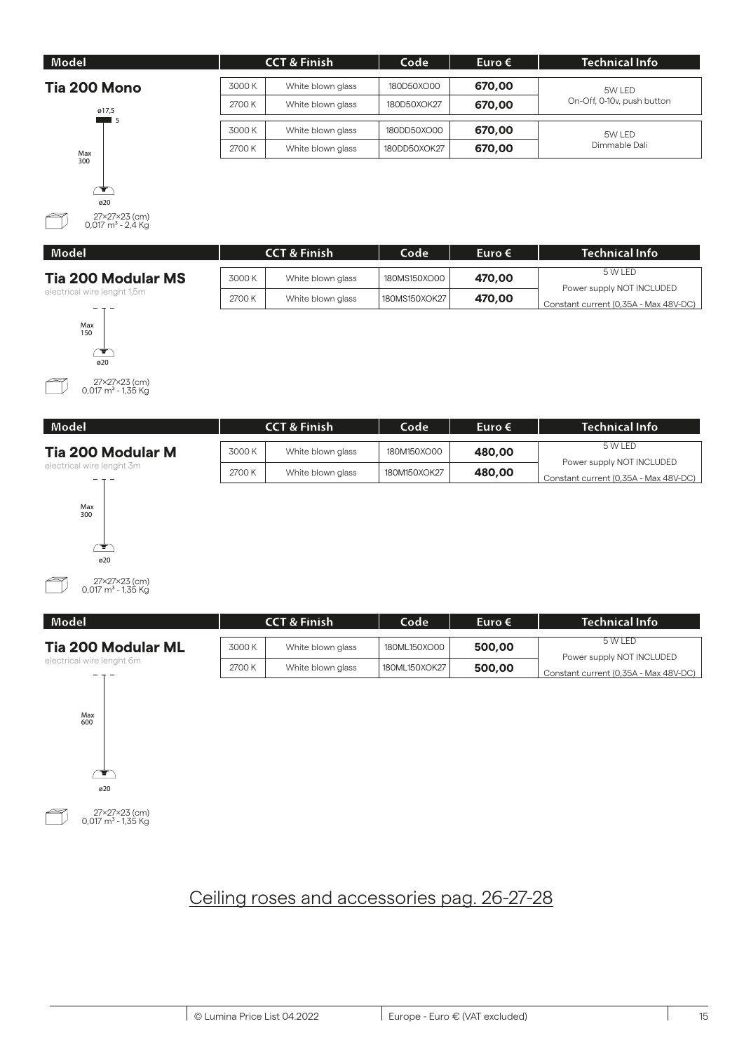| Model | CCT & Finish | | Code | Euro € | Technical Info |
|---|---|---|---|---|---|
| **Tia 200 Mono** | 3000 K | White blown glass | 180D50XO00 | **670,00** | 5W LED On-Off, 0-10v, push button |
| | 2700 K | White blown glass | 180D50XOK27 | **670,00** | |
| | 3000 K | White blown glass | 180DD50XO00 | **670,00** | 5W LED Dimmable Dali |
| | 2700 K | White blown glass | 180DD50XOK27 | **670,00** | |

ø17,5
5
Max 300
ø20

27×27×23 (cm)
0,017 m³ - 2,4 Kg

| Model | CCT & Finish | | Code | Euro € | Technical Info |
|---|---|---|---|---|---|
| **Tia 200 Modular MS** electrical wire lenght 1,5m | 3000 K | White blown glass | 180MS150XO00 | **470,00** | 5 W LED Power supply NOT INCLUDED |
| | 2700 K | White blown glass | 180MS150XOK27 | **470,00** | Constant current (0,35A - Max 48V-DC) |

Max 150
ø20

27×27×23 (cm)
0,017 m³ - 1,35 Kg

| Model | CCT & Finish | | Code | Euro € | Technical Info |
|---|---|---|---|---|---|
| **Tia 200 Modular M** electrical wire lenght 3m | 3000 K | White blown glass | 180M150XO00 | **480,00** | 5 W LED Power supply NOT INCLUDED |
| | 2700 K | White blown glass | 180M150XOK27 | **480,00** | Constant current (0,35A - Max 48V-DC) |

Max 300
ø20

27×27×23 (cm)
0,017 m³ - 1,35 Kg

| Model | CCT & Finish | | Code | Euro € | Technical Info |
|---|---|---|---|---|---|
| **Tia 200 Modular ML** electrical wire lenght 6m | 3000 K | White blown glass | 180ML150XO00 | **500,00** | 5 W LED Power supply NOT INCLUDED |
| | 2700 K | White blown glass | 180ML150XOK27 | **500,00** | Constant current (0,35A - Max 48V-DC) |

Max 600
ø20

27×27×23 (cm)
0,017 m³ - 1,35 Kg

Ceiling roses and accessories pag. 26-27-28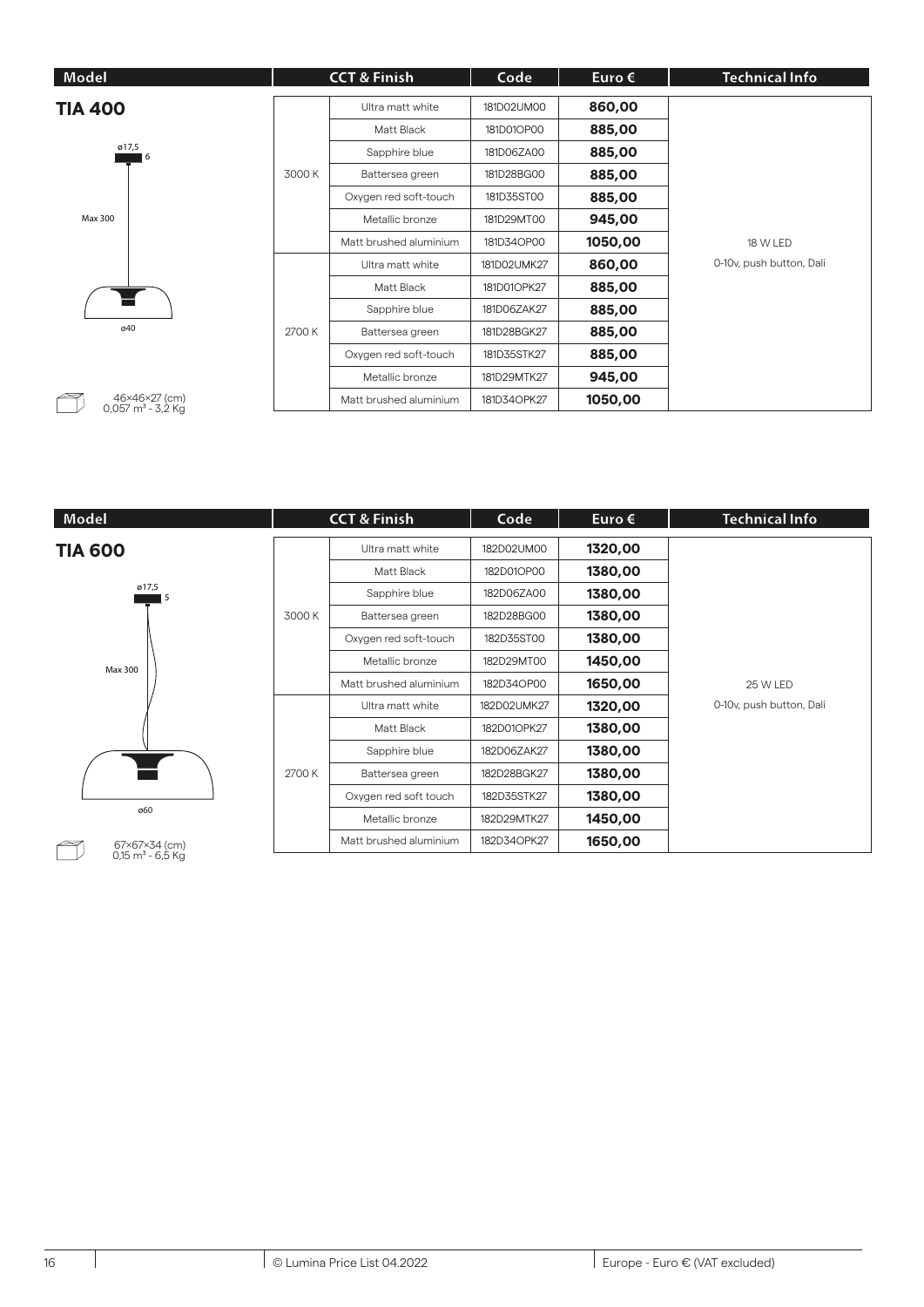| Model | CCT & Finish | | Code | Euro € | Technical Info |
|---|---|---|---|---|---|
| **TIA 400** | 3000 K | Ultra matt white | 181D02UM00 | **860,00** | 18 W LED<br>0-10v, push button, Dali |
| | | Matt Black | 181D01OP00 | **885,00** | |
| ø17,5 / 6 | | Sapphire blue | 181D06ZA00 | **885,00** | |
| | | Battersea green | 181D28BG00 | **885,00** | |
| Max 300 | | Oxygen red soft-touch | 181D35ST00 | **885,00** | |
| | | Metallic bronze | 181D29MT00 | **945,00** | |
| | | Matt brushed aluminium | 181D34OP00 | **1050,00** | |
| ø40 | 2700 K | Ultra matt white | 181D02UMK27 | **860,00** | |
| | | Matt Black | 181D01OPK27 | **885,00** | |
| | | Sapphire blue | 181D06ZAK27 | **885,00** | |
| | | Battersea green | 181D28BGK27 | **885,00** | |
| | | Oxygen red soft-touch | 181D35STK27 | **885,00** | |
| | | Metallic bronze | 181D29MTK27 | **945,00** | |
| 46×46×27 (cm)<br>0,057 m³ - 3,2 Kg | | Matt brushed aluminium | 181D34OPK27 | **1050,00** | |

| Model | CCT & Finish | | Code | Euro € | Technical Info |
|---|---|---|---|---|---|
| **TIA 600** | 3000 K | Ultra matt white | 182D02UM00 | **1320,00** | 25 W LED<br>0-10v, push button, Dali |
| | | Matt Black | 182D01OP00 | **1380,00** | |
| ø17,5 / 5 | | Sapphire blue | 182D06ZA00 | **1380,00** | |
| | | Battersea green | 182D28BG00 | **1380,00** | |
| Max 300 | | Oxygen red soft-touch | 182D35ST00 | **1380,00** | |
| | | Metallic bronze | 182D29MT00 | **1450,00** | |
| | | Matt brushed aluminium | 182D34OP00 | **1650,00** | |
| ø60 | 2700 K | Ultra matt white | 182D02UMK27 | **1320,00** | |
| | | Matt Black | 182D01OPK27 | **1380,00** | |
| | | Sapphire blue | 182D06ZAK27 | **1380,00** | |
| | | Battersea green | 182D28BGK27 | **1380,00** | |
| | | Oxygen red soft touch | 182D35STK27 | **1380,00** | |
| | | Metallic bronze | 182D29MTK27 | **1450,00** | |
| 67×67×34 (cm)<br>0,15 m³ - 6,5 Kg | | Matt brushed aluminium | 182D34OPK27 | **1650,00** | |

© Lumina Price List 04.2022 | Europe - Euro € (VAT excluded)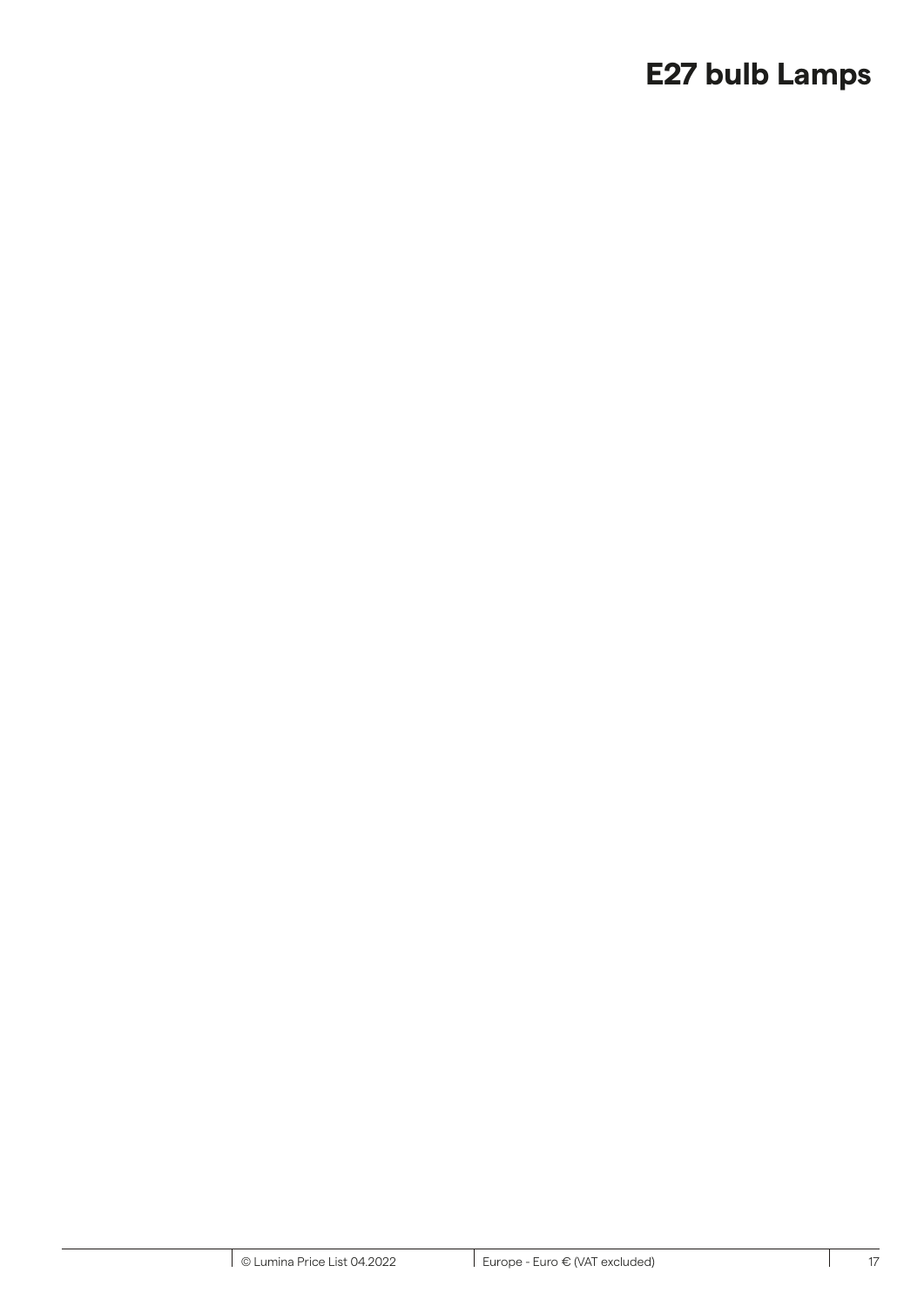# E27 bulb Lamps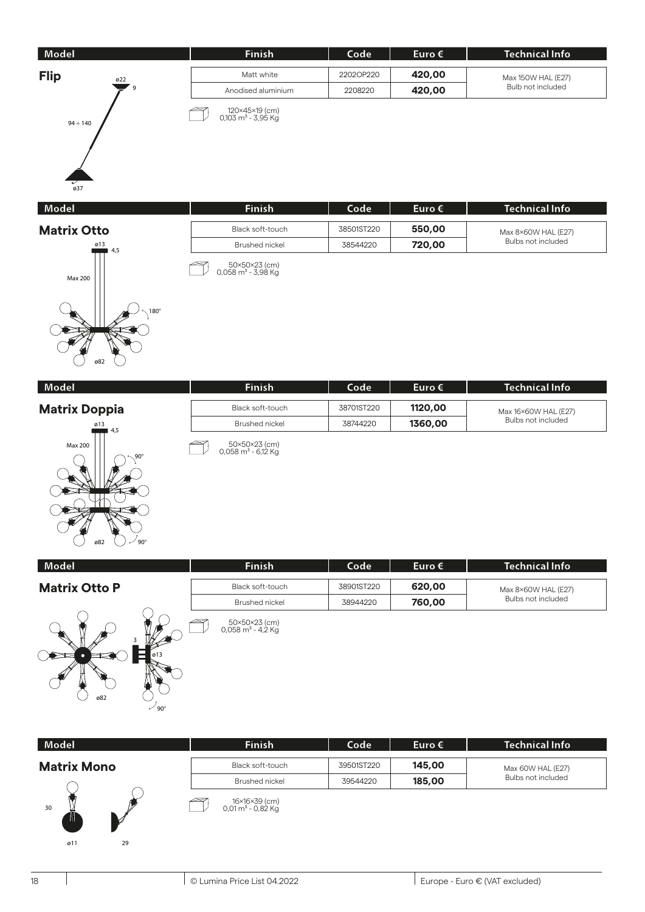| Model | Finish | Code | Euro € | Technical Info |
|---|---|---|---|---|
| **Flip** | Matt white | 2202OP220 | **420,00** | Max 150W HAL (E27) Bulb not included |
| | Anodised aluminium | 2208220 | **420,00** | |

ø22, 9, 94 ÷ 140, ø37

120×45×19 (cm)
0,103 m³ - 3,95 Kg

| Model | Finish | Code | Euro € | Technical Info |
|---|---|---|---|---|
| **Matrix Otto** | Black soft-touch | 38501ST220 | **550,00** | Max 8×60W HAL (E27) Bulbs not included |
| | Brushed nickel | 38544220 | **720,00** | |

ø13, 4,5, Max 200, 180°, ø82

50×50×23 (cm)
0,058 m³ - 3,98 Kg

| Model | Finish | Code | Euro € | Technical Info |
|---|---|---|---|---|
| **Matrix Doppia** | Black soft-touch | 38701ST220 | **1120,00** | Max 16×60W HAL (E27) Bulbs not included |
| | Brushed nickel | 38744220 | **1360,00** | |

ø13, 4,5, Max 200, 90°, ø82, 90°

50×50×23 (cm)
0,058 m³ - 6,12 Kg

| Model | Finish | Code | Euro € | Technical Info |
|---|---|---|---|---|
| **Matrix Otto P** | Black soft-touch | 38901ST220 | **620,00** | Max 8×60W HAL (E27) Bulbs not included |
| | Brushed nickel | 38944220 | **760,00** | |

3, ø13, ø82, 90°

50×50×23 (cm)
0,058 m³ - 4,2 Kg

| Model | Finish | Code | Euro € | Technical Info |
|---|---|---|---|---|
| **Matrix Mono** | Black soft-touch | 39501ST220 | **145,00** | Max 60W HAL (E27) Bulbs not included |
| | Brushed nickel | 39544220 | **185,00** | |

30, ø11, 29

16×16×39 (cm)
0,01 m³ - 0,82 Kg

© Lumina Price List 04.2022 | Europe - Euro € (VAT excluded)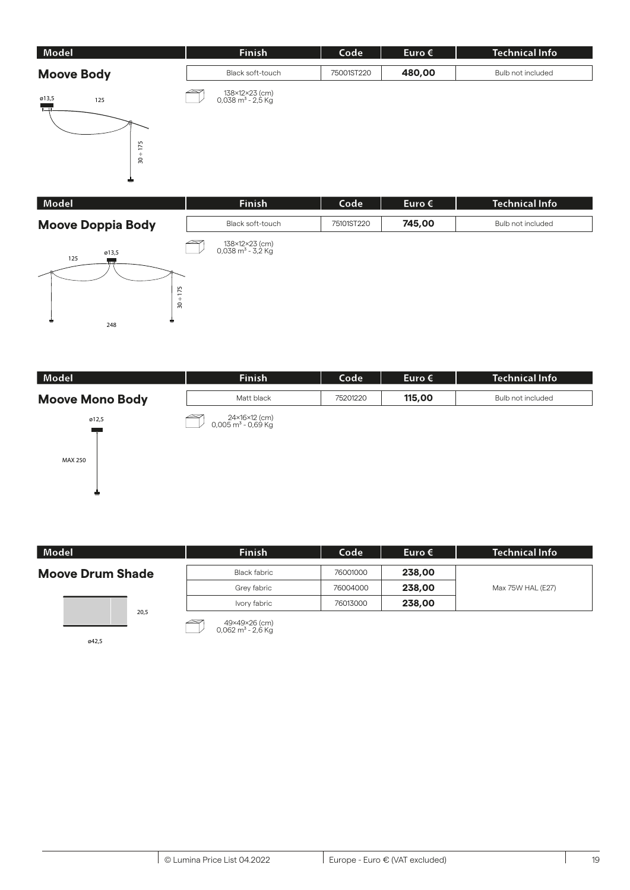| Model | Finish | Code | Euro € | Technical Info |
| --- | --- | --- | --- | --- |
| **Moove Body** | Black soft-touch | 75001ST220 | **480,00** | Bulb not included |

138×12×23 (cm)
0,038 m³ - 2,5 Kg

ø13,5 125 30 ÷ 175

| Model | Finish | Code | Euro € | Technical Info |
| --- | --- | --- | --- | --- |
| **Moove Doppia Body** | Black soft-touch | 75101ST220 | **745,00** | Bulb not included |

138×12×23 (cm)
0,038 m³ - 3,2 Kg

125 ø13,5 30 ÷ 175 248

| Model | Finish | Code | Euro € | Technical Info |
| --- | --- | --- | --- | --- |
| **Moove Mono Body** | Matt black | 75201220 | **115,00** | Bulb not included |

24×16×12 (cm)
0,005 m³ - 0,69 Kg

ø12,5 MAX 250

| Model | Finish | Code | Euro € | Technical Info |
| --- | --- | --- | --- | --- |
| **Moove Drum Shade** | Black fabric | 76001000 | **238,00** | Max 75W HAL (E27) |
| | Grey fabric | 76004000 | **238,00** | |
| | Ivory fabric | 76013000 | **238,00** | |

49×49×26 (cm)
0,062 m³ - 2,6 Kg

20,5 ø42,5

© Lumina Price List 04.2022 | Europe - Euro € (VAT excluded)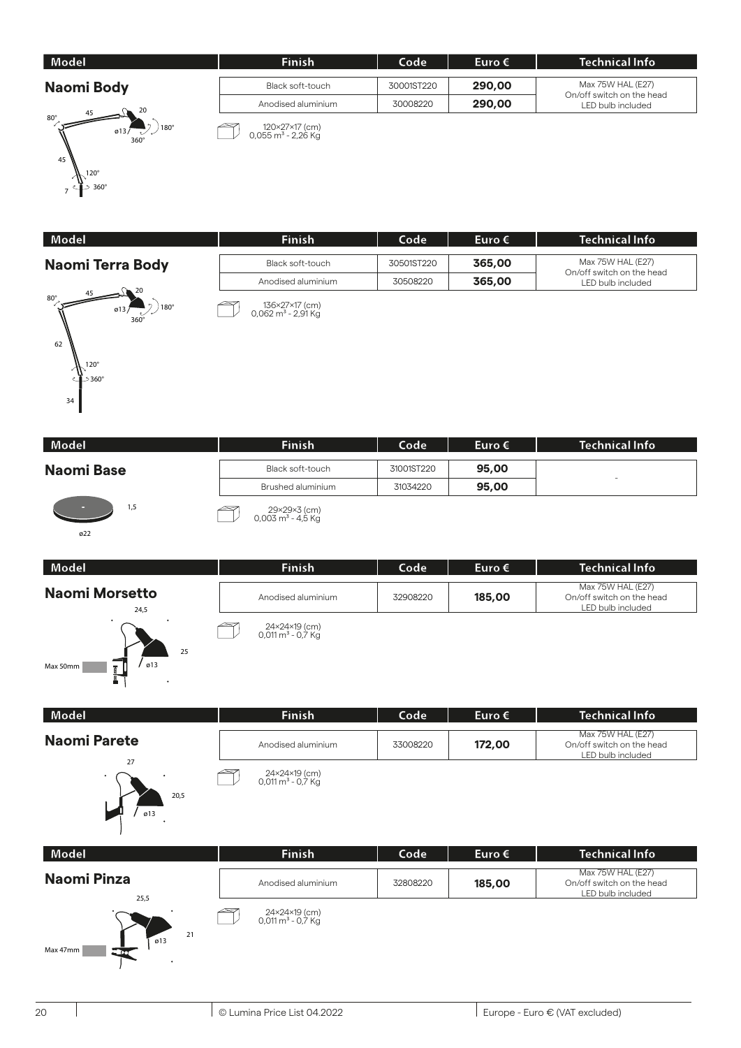| Model | Finish | Code | Euro € | Technical Info |
| --- | --- | --- | --- | --- |
| **Naomi Body** | Black soft-touch | 30001ST220 | **290,00** | Max 75W HAL (E27) On/off switch on the head LED bulb included |
| | Anodised aluminium | 30008220 | **290,00** | |

80° 45 20 ø13 180° 360° 45 120° 7 360°

120×27×17 (cm)
0,055 m³ - 2,26 Kg

| Model | Finish | Code | Euro € | Technical Info |
| --- | --- | --- | --- | --- |
| **Naomi Terra Body** | Black soft-touch | 30501ST220 | **365,00** | Max 75W HAL (E27) On/off switch on the head LED bulb included |
| | Anodised aluminium | 30508220 | **365,00** | |

80° 45 20 ø13 180° 360° 62 120° 360° 34

136×27×17 (cm)
0,062 m³ - 2,91 Kg

| Model | Finish | Code | Euro € | Technical Info |
| --- | --- | --- | --- | --- |
| **Naomi Base** | Black soft-touch | 31001ST220 | **95,00** | - |
| | Brushed aluminium | 31034220 | **95,00** | |

1,5 ø22

29×29×3 (cm)
0,003 m³ - 4,5 Kg

| Model | Finish | Code | Euro € | Technical Info |
| --- | --- | --- | --- | --- |
| **Naomi Morsetto** | Anodised aluminium | 32908220 | **185,00** | Max 75W HAL (E27) On/off switch on the head LED bulb included |

24,5 25 ø13 Max 50mm

24×24×19 (cm)
0,011 m³ - 0,7 Kg

| Model | Finish | Code | Euro € | Technical Info |
| --- | --- | --- | --- | --- |
| **Naomi Parete** | Anodised aluminium | 33008220 | **172,00** | Max 75W HAL (E27) On/off switch on the head LED bulb included |

27 20,5 ø13

24×24×19 (cm)
0,011 m³ - 0,7 Kg

| Model | Finish | Code | Euro € | Technical Info |
| --- | --- | --- | --- | --- |
| **Naomi Pinza** | Anodised aluminium | 32808220 | **185,00** | Max 75W HAL (E27) On/off switch on the head LED bulb included |

25,5 21 ø13 Max 47mm

24×24×19 (cm)
0,011 m³ - 0,7 Kg

© Lumina Price List 04.2022 | Europe - Euro € (VAT excluded)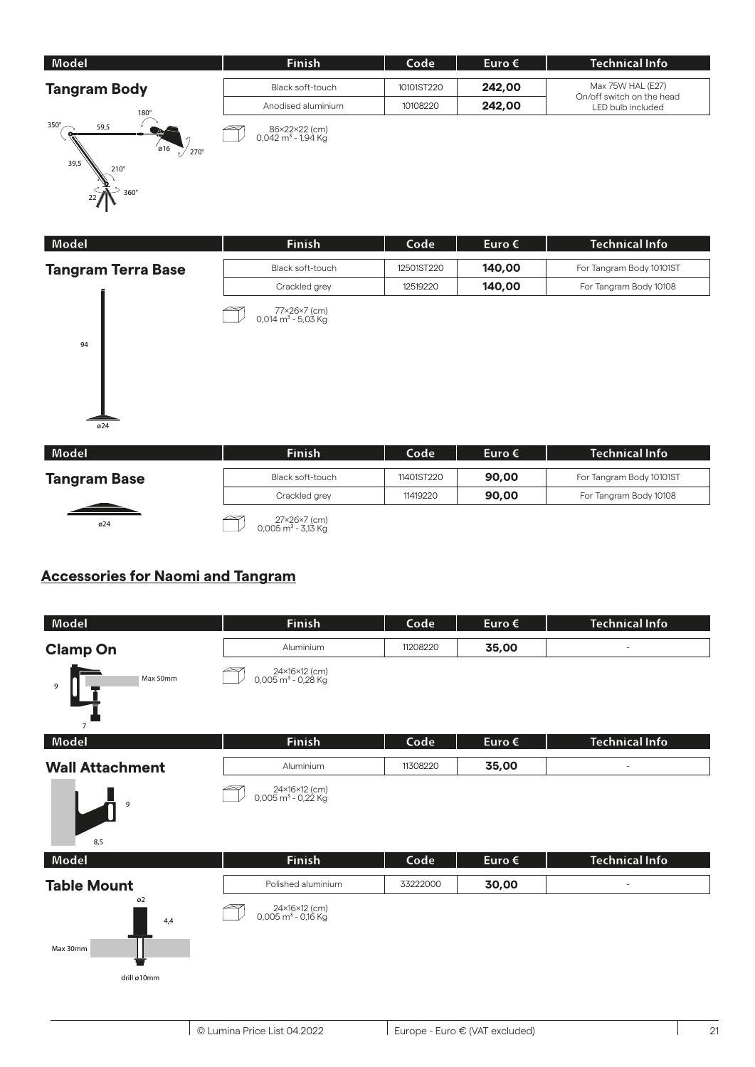| Model | Finish | Code | Euro € | Technical Info |
| --- | --- | --- | --- | --- |
| **Tangram Body** | Black soft-touch | 10101ST220 | **242,00** | Max 75W HAL (E27) On/off switch on the head LED bulb included |
| | Anodised aluminium | 10108220 | **242,00** | |

86×22×22 (cm)
0,042 m³ - 1,94 Kg

| Model | Finish | Code | Euro € | Technical Info |
| --- | --- | --- | --- | --- |
| **Tangram Terra Base** | Black soft-touch | 12501ST220 | **140,00** | For Tangram Body 10101ST |
| | Crackled grey | 12519220 | **140,00** | For Tangram Body 10108 |

77×26×7 (cm)
0,014 m³ - 5,03 Kg

| Model | Finish | Code | Euro € | Technical Info |
| --- | --- | --- | --- | --- |
| **Tangram Base** | Black soft-touch | 11401ST220 | **90,00** | For Tangram Body 10101ST |
| | Crackled grey | 11419220 | **90,00** | For Tangram Body 10108 |

27×26×7 (cm)
0,005 m³ - 3,13 Kg

## Accessories for Naomi and Tangram

| Model | Finish | Code | Euro € | Technical Info |
| --- | --- | --- | --- | --- |
| **Clamp On** | Aluminium | 11208220 | **35,00** | - |

24×16×12 (cm)
0,005 m³ - 0,28 Kg

| Model | Finish | Code | Euro € | Technical Info |
| --- | --- | --- | --- | --- |
| **Wall Attachment** | Aluminium | 11308220 | **35,00** | - |

24×16×12 (cm)
0,005 m³ - 0,22 Kg

| Model | Finish | Code | Euro € | Technical Info |
| --- | --- | --- | --- | --- |
| **Table Mount** | Polished aluminium | 33222000 | **30,00** | - |

24×16×12 (cm)
0,005 m³ - 0,16 Kg

© Lumina Price List 04.2022 | Europe - Euro € (VAT excluded)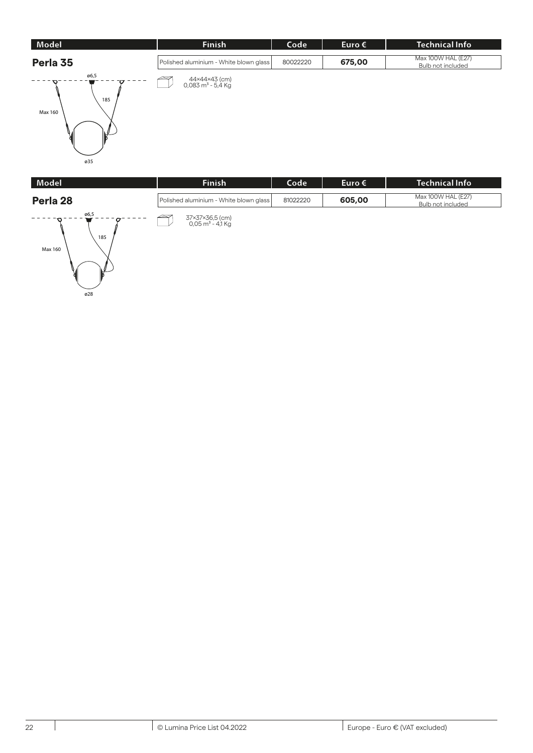| Model | Finish | Code | Euro € | Technical Info |
|---|---|---|---|---|
| **Perla 35** | Polished aluminium - White blown glass | 80022220 | **675,00** | Max 100W HAL (E27) Bulb not included |

ø6,5

185

Max 160

ø35

44×44×43 (cm)
0,083 m³ - 5,4 Kg

| Model | Finish | Code | Euro € | Technical Info |
|---|---|---|---|---|
| **Perla 28** | Polished aluminium - White blown glass | 81022220 | **605,00** | Max 100W HAL (E27) Bulb not included |

ø6,5

185

Max 160

ø28

37×37×36,5 (cm)
0,05 m³ - 4,1 Kg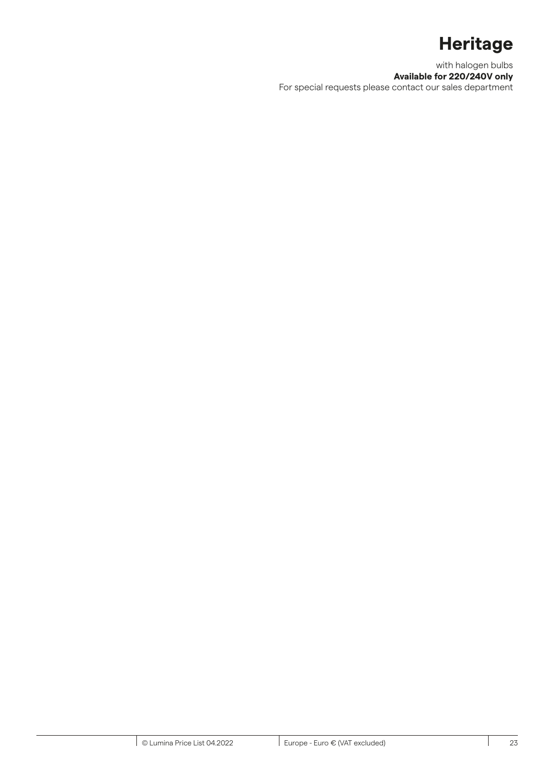# Heritage

with halogen bulbs

**Available for 220/240V only**

For special requests please contact our sales department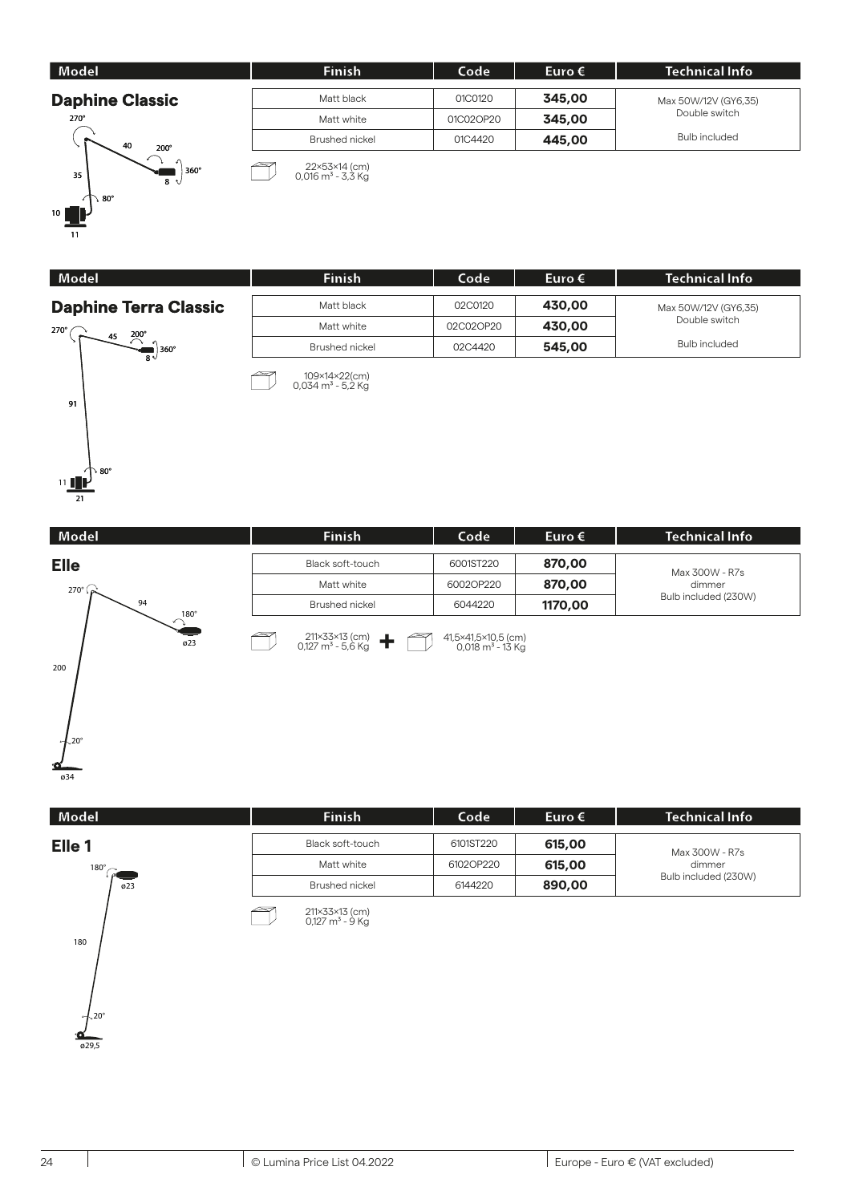## Daphine Classic

270° 40 200° 360° 35 8 80° 10 11

| Model | Finish | Code | Euro € | Technical Info |
|---|---|---|---|---|
| Daphine Classic | Matt black | 01C0120 | **345,00** | Max 50W/12V (GY6,35) |
| | Matt white | 01C02OP20 | **345,00** | Double switch |
| | Brushed nickel | 01C4420 | **445,00** | Bulb included |

22×53×14 (cm)
0,016 m³ - 3,3 Kg

## Daphine Terra Classic

270° 45 200° 360° 8 91 80° 11 21

| Model | Finish | Code | Euro € | Technical Info |
|---|---|---|---|---|
| Daphine Terra Classic | Matt black | 02C0120 | **430,00** | Max 50W/12V (GY6,35) |
| | Matt white | 02C02OP20 | **430,00** | Double switch |
| | Brushed nickel | 02C4420 | **545,00** | Bulb included |

109×14×22(cm)
0,034 m³ - 5,2 Kg

## Elle

270° 94 180° ø23 200 20° ø34

| Model | Finish | Code | Euro € | Technical Info |
|---|---|---|---|---|
| Elle | Black soft-touch | 6001ST220 | **870,00** | Max 300W - R7s |
| | Matt white | 6002OP220 | **870,00** | dimmer |
| | Brushed nickel | 6044220 | **1170,00** | Bulb included (230W) |

211×33×13 (cm)
0,127 m³ - 5,6 Kg
+
41,5×41,5×10,5 (cm)
0,018 m³ - 13 Kg

## Elle 1

180° ø23 180 20° ø29,5

| Model | Finish | Code | Euro € | Technical Info |
|---|---|---|---|---|
| Elle 1 | Black soft-touch | 6101ST220 | **615,00** | Max 300W - R7s |
| | Matt white | 6102OP220 | **615,00** | dimmer |
| | Brushed nickel | 6144220 | **890,00** | Bulb included (230W) |

211×33×13 (cm)
0,127 m³ - 9 Kg

© Lumina Price List 04.2022 | Europe - Euro € (VAT excluded)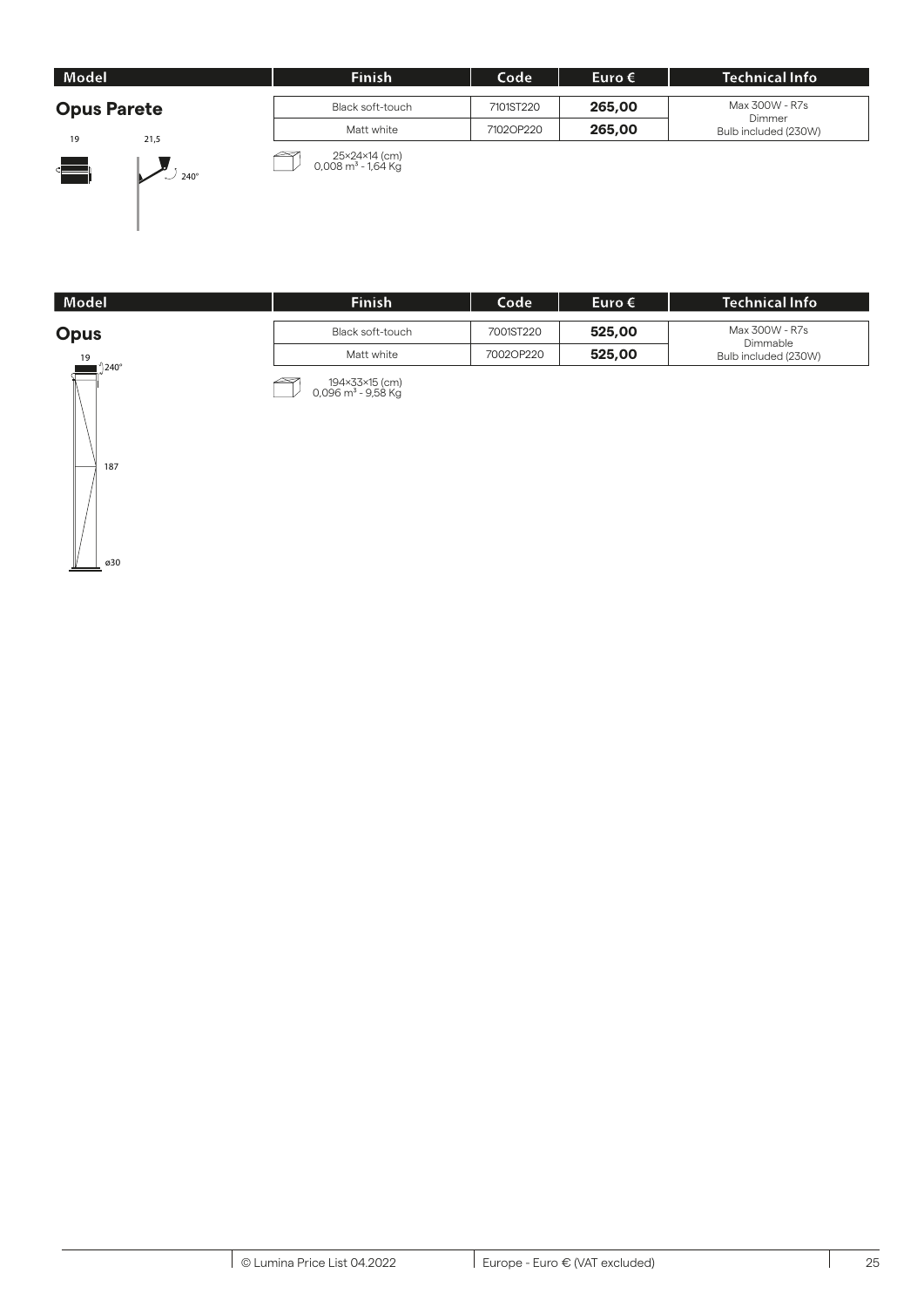| Model | Finish | Code | Euro € | Technical Info |
|---|---|---|---|---|
| **Opus Parete** | Black soft-touch | 7101ST220 | **265,00** | Max 300W - R7s<br>Dimmer<br>Bulb included (230W) |
| | Matt white | 7102OP220 | **265,00** | |

19 21,5 240°

25×24×14 (cm)
0,008 m³ - 1,64 Kg

| Model | Finish | Code | Euro € | Technical Info |
|---|---|---|---|---|
| **Opus** | Black soft-touch | 7001ST220 | **525,00** | Max 300W - R7s<br>Dimmable<br>Bulb included (230W) |
| | Matt white | 7002OP220 | **525,00** | |

19 240° 187 ø30

194×33×15 (cm)
0,096 m³ - 9,58 Kg

© Lumina Price List 04.2022 | Europe - Euro € (VAT excluded)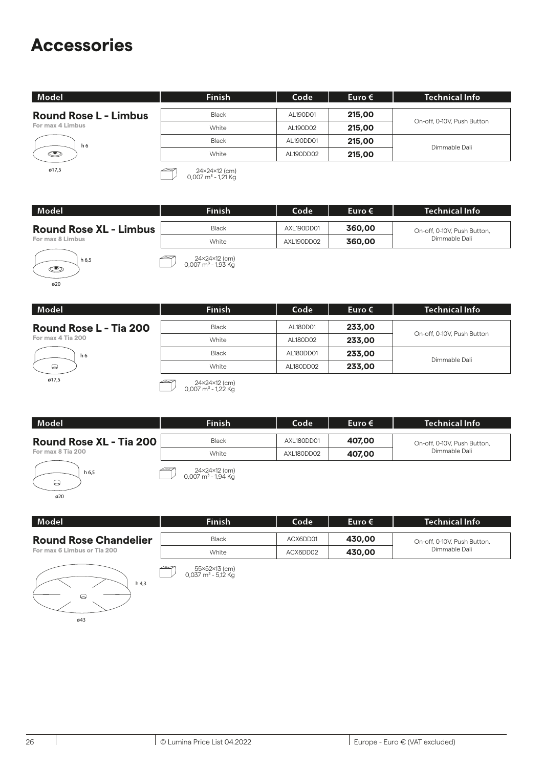# Accessories

| Model | Finish | Code | Euro € | Technical Info |
|---|---|---|---|---|
| **Round Rose L - Limbus** | Black | AL190D01 | **215,00** | On-off, 0-10V, Push Button |
| For max 4 Limbus | White | AL190D02 | **215,00** | |
| | Black | AL190DD01 | **215,00** | Dimmable Dali |
| | White | AL190DD02 | **215,00** | |

h 6
ø17,5

24×24×12 (cm)
0,007 m³ - 1,21 Kg

| Model | Finish | Code | Euro € | Technical Info |
|---|---|---|---|---|
| **Round Rose XL - Limbus** | Black | AXL190DD01 | **360,00** | On-off, 0-10V, Push Button, Dimmable Dali |
| For max 8 Limbus | White | AXL190DD02 | **360,00** | |

h 6,5
ø20

24×24×12 (cm)
0,007 m³ - 1,93 Kg

| Model | Finish | Code | Euro € | Technical Info |
|---|---|---|---|---|
| **Round Rose L - Tia 200** | Black | AL180D01 | **233,00** | On-off, 0-10V, Push Button |
| For max 4 Tia 200 | White | AL180D02 | **233,00** | |
| | Black | AL180DD01 | **233,00** | Dimmable Dali |
| | White | AL180DD02 | **233,00** | |

h 6
ø17,5

24×24×12 (cm)
0,007 m³ - 1,22 Kg

| Model | Finish | Code | Euro € | Technical Info |
|---|---|---|---|---|
| **Round Rose XL - Tia 200** | Black | AXL180DD01 | **407,00** | On-off, 0-10V, Push Button, Dimmable Dali |
| For max 8 Tia 200 | White | AXL180DD02 | **407,00** | |

h 6,5
ø20

24×24×12 (cm)
0,007 m³ - 1,94 Kg

| Model | Finish | Code | Euro € | Technical Info |
|---|---|---|---|---|
| **Round Rose Chandelier** | Black | ACX6DD01 | **430,00** | On-off, 0-10V, Push Button, Dimmable Dali |
| For max 6 Limbus or Tia 200 | White | ACX6DD02 | **430,00** | |

h 4,3
ø43

55×52×13 (cm)
0,037 m³ - 5,12 Kg

© Lumina Price List 04.2022 | Europe - Euro € (VAT excluded)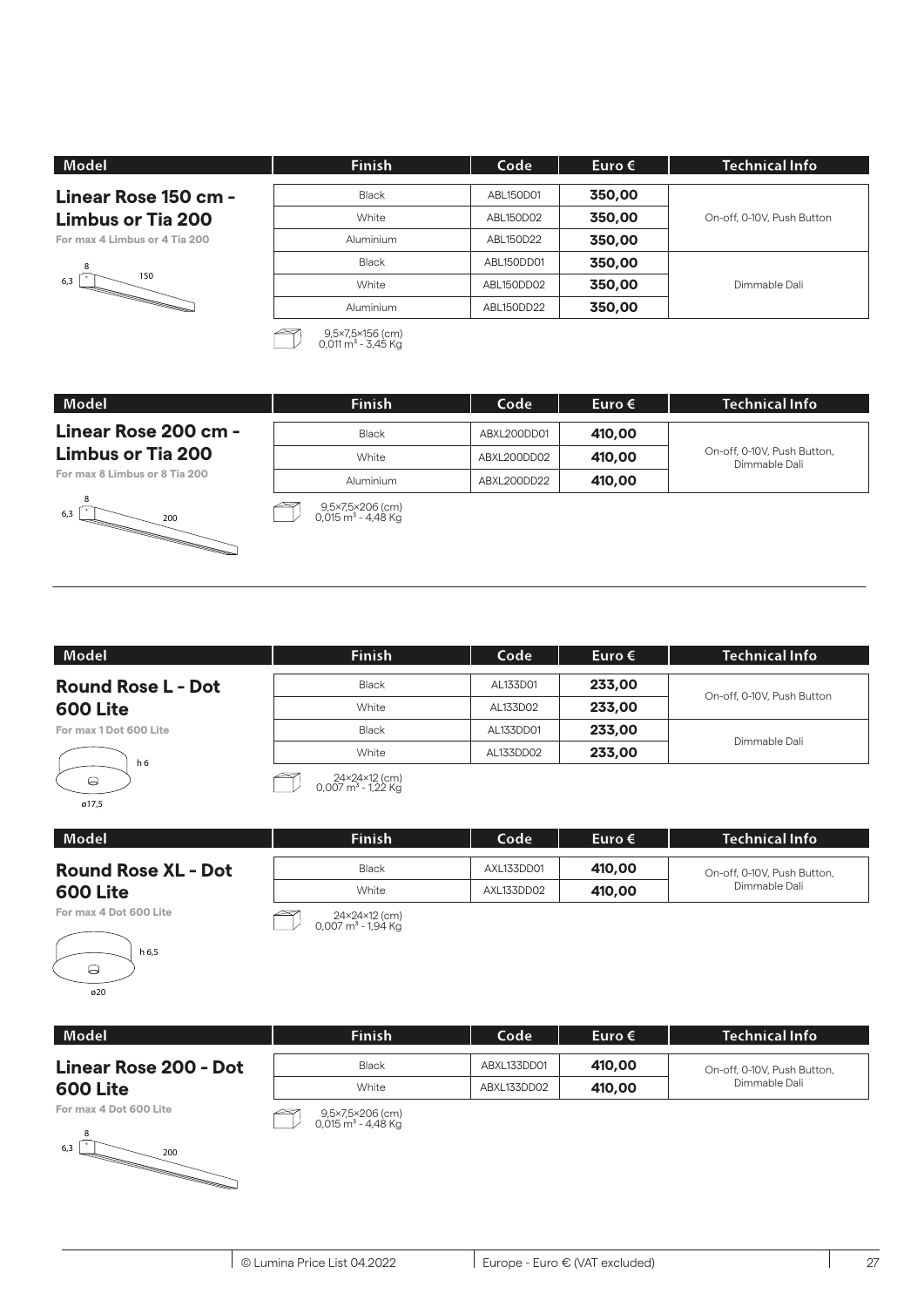| Model | Finish | Code | Euro € | Technical Info |
|---|---|---|---|---|
| **Linear Rose 150 cm - Limbus or Tia 200** | Black | ABL150D01 | **350,00** | On-off, 0-10V, Push Button |
| For max 4 Limbus or 4 Tia 200 | White | ABL150D02 | **350,00** | |
| | Aluminium | ABL150D22 | **350,00** | |
| | Black | ABL150DD01 | **350,00** | Dimmable Dali |
| | White | ABL150DD02 | **350,00** | |
| | Aluminium | ABL150DD22 | **350,00** | |

8 / 6,3 / 150

9,5×7,5×156 (cm)
0,011 m³ - 3,45 Kg

| Model | Finish | Code | Euro € | Technical Info |
|---|---|---|---|---|
| **Linear Rose 200 cm - Limbus or Tia 200** | Black | ABXL200DD01 | **410,00** | On-off, 0-10V, Push Button, Dimmable Dali |
| For max 8 Limbus or 8 Tia 200 | White | ABXL200DD02 | **410,00** | |
| | Aluminium | ABXL200DD22 | **410,00** | |

8 / 6,3 / 200

9,5×7,5×206 (cm)
0,015 m³ - 4,48 Kg

| Model | Finish | Code | Euro € | Technical Info |
|---|---|---|---|---|
| **Round Rose L - Dot 600 Lite** | Black | AL133D01 | **233,00** | On-off, 0-10V, Push Button |
| For max 1 Dot 600 Lite | White | AL133D02 | **233,00** | |
| | Black | AL133DD01 | **233,00** | Dimmable Dali |
| | White | AL133DD02 | **233,00** | |

h 6 / ø17,5

24×24×12 (cm)
0,007 m³ - 1,22 Kg

| Model | Finish | Code | Euro € | Technical Info |
|---|---|---|---|---|
| **Round Rose XL - Dot 600 Lite** | Black | AXL133DD01 | **410,00** | On-off, 0-10V, Push Button, Dimmable Dali |
| For max 4 Dot 600 Lite | White | AXL133DD02 | **410,00** | |

h 6,5 / ø20

24×24×12 (cm)
0,007 m³ - 1,94 Kg

| Model | Finish | Code | Euro € | Technical Info |
|---|---|---|---|---|
| **Linear Rose 200 - Dot 600 Lite** | Black | ABXL133DD01 | **410,00** | On-off, 0-10V, Push Button, Dimmable Dali |
| For max 4 Dot 600 Lite | White | ABXL133DD02 | **410,00** | |

8 / 6,3 / 200

9,5×7,5×206 (cm)
0,015 m³ - 4,48 Kg

© Lumina Price List 04.2022 | Europe - Euro € (VAT excluded)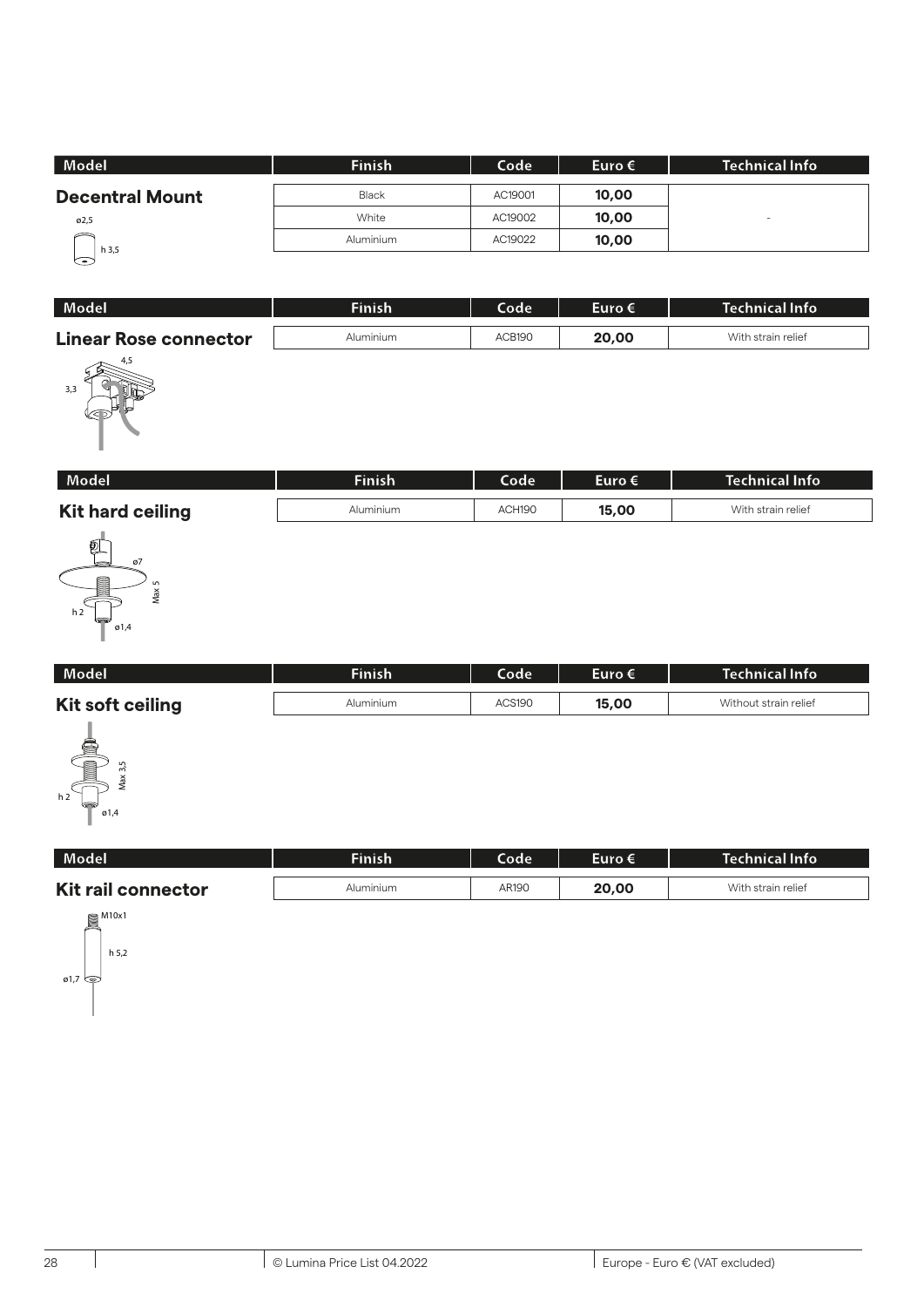| Model | Finish | Code | Euro € | Technical Info |
|---|---|---|---|---|
| **Decentral Mount** | Black | AC19001 | **10,00** | - |
| | White | AC19002 | **10,00** | |
| | Aluminium | AC19022 | **10,00** | |

ø2,5

h 3,5

| Model | Finish | Code | Euro € | Technical Info |
|---|---|---|---|---|
| **Linear Rose connector** | Aluminium | ACB190 | **20,00** | With strain relief |

4,5

3,3

| Model | Finish | Code | Euro € | Technical Info |
|---|---|---|---|---|
| **Kit hard ceiling** | Aluminium | ACH190 | **15,00** | With strain relief |

ø7

Max 5

h 2

ø1,4

| Model | Finish | Code | Euro € | Technical Info |
|---|---|---|---|---|
| **Kit soft ceiling** | Aluminium | ACS190 | **15,00** | Without strain relief |

Max 3,5

h 2

ø1,4

| Model | Finish | Code | Euro € | Technical Info |
|---|---|---|---|---|
| **Kit rail connector** | Aluminium | AR190 | **20,00** | With strain relief |

M10x1

h 5,2

ø1,7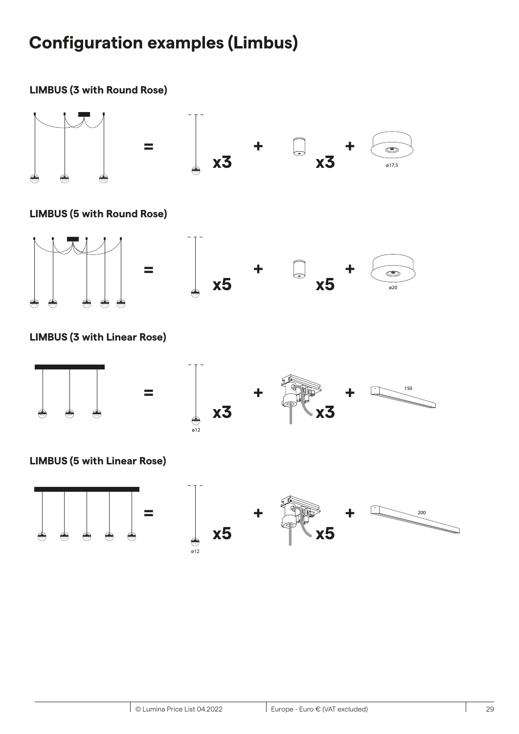# Configuration examples (Limbus)

### LIMBUS (3 with Round Rose)

= x3 + x3 + ø17,5

### LIMBUS (5 with Round Rose)

= x5 + x5 + ø20

### LIMBUS (3 with Linear Rose)

= ø12 x3 + x3 + 150

### LIMBUS (5 with Linear Rose)

= ø12 x5 + x5 + 200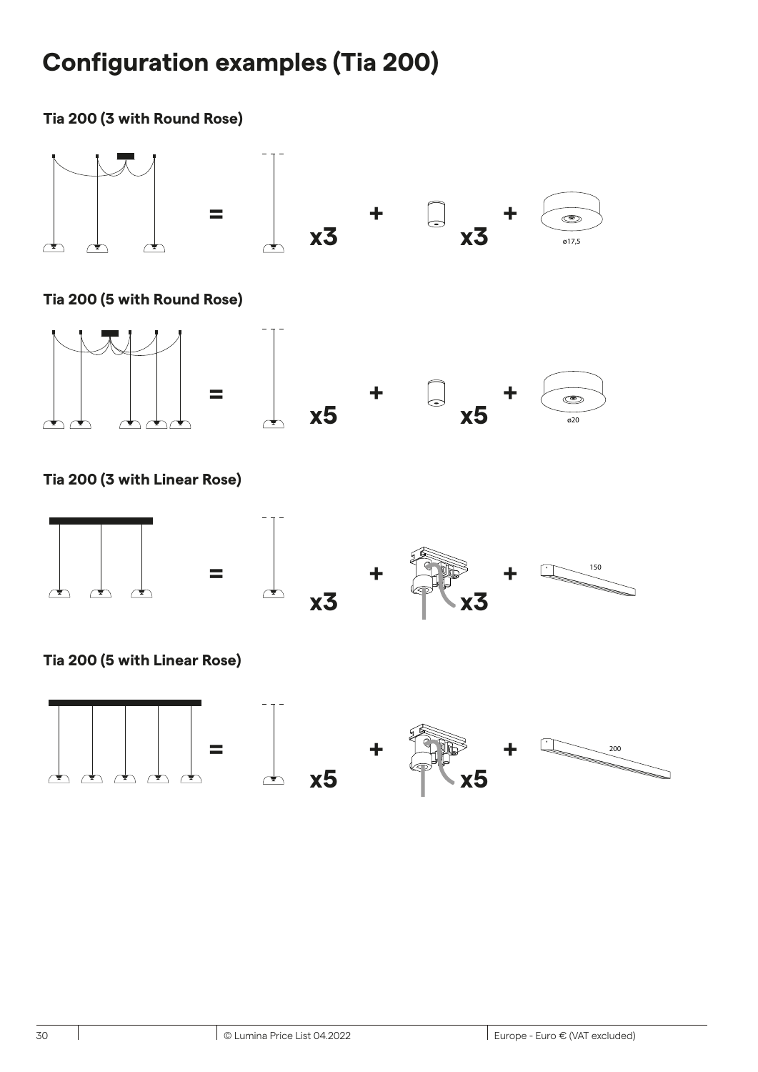# Configuration examples (Tia 200)

### Tia 200 (3 with Round Rose)

= x3 + x3 +

ø17,5

### Tia 200 (5 with Round Rose)

= x5 + x5 +

ø20

### Tia 200 (3 with Linear Rose)

= x3 + x3 +

150

### Tia 200 (5 with Linear Rose)

= x5 + x5 +

200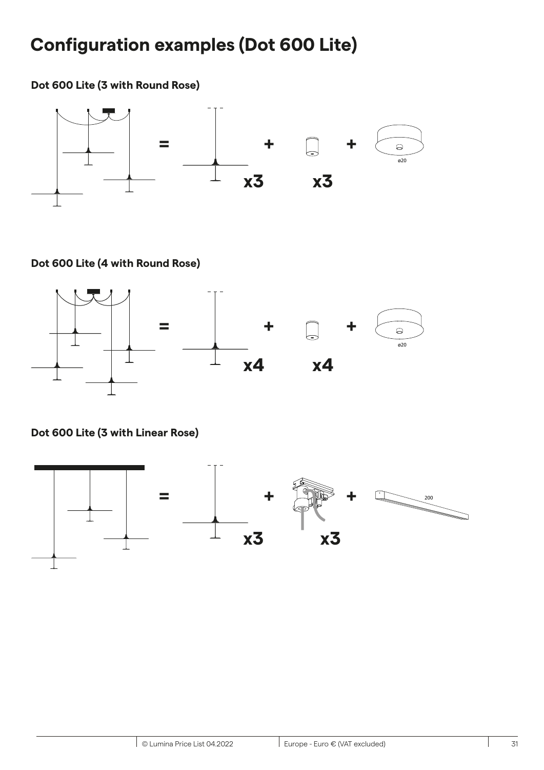# Configuration examples (Dot 600 Lite)

### Dot 600 Lite (3 with Round Rose)

= + +

ø20

x3 x3

### Dot 600 Lite (4 with Round Rose)

= + +

ø20

x4 x4

### Dot 600 Lite (3 with Linear Rose)

= + +

200

x3 x3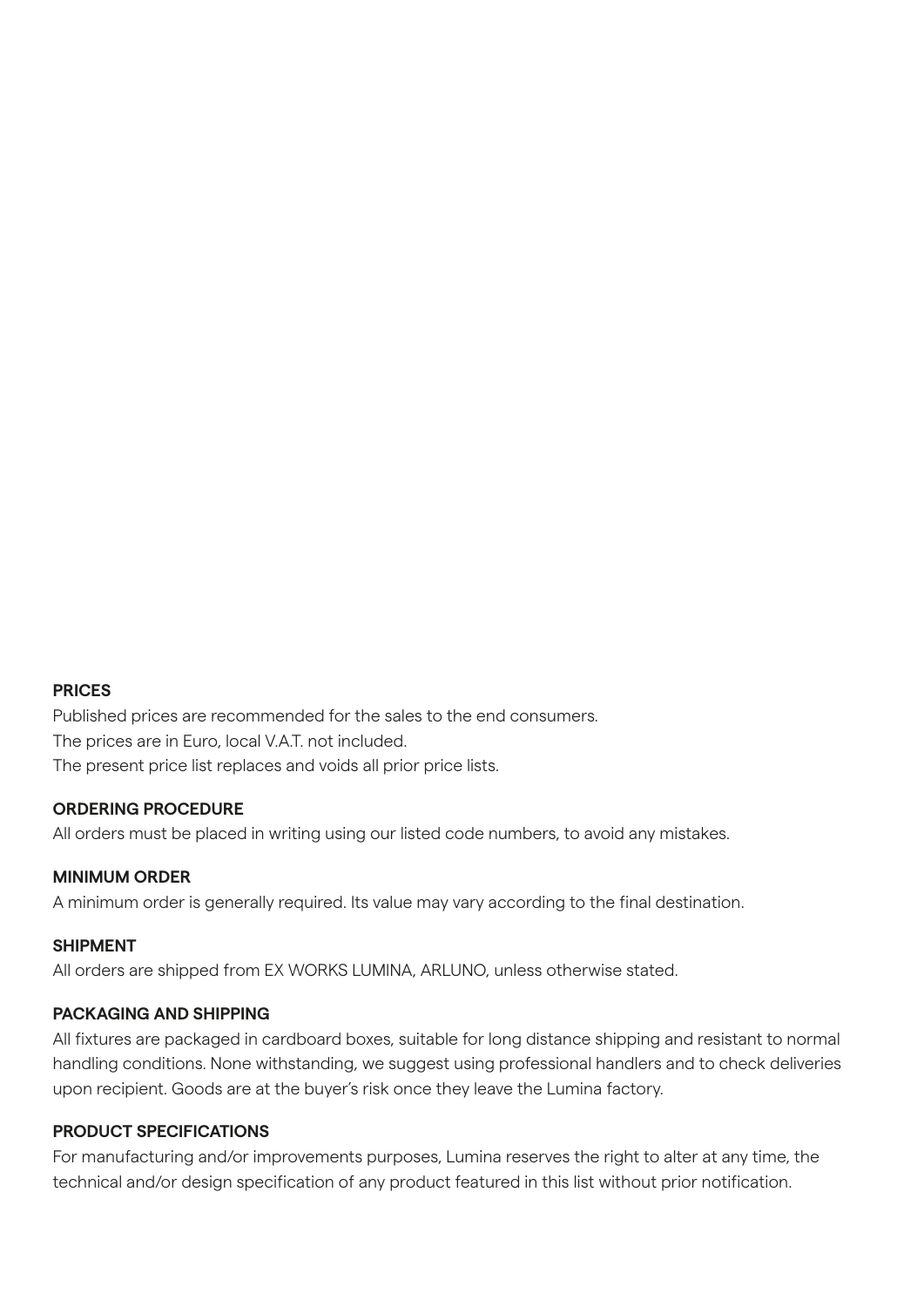**PRICES**

Published prices are recommended for the sales to the end consumers.
The prices are in Euro, local V.A.T. not included.
The present price list replaces and voids all prior price lists.

**ORDERING PROCEDURE**

All orders must be placed in writing using our listed code numbers, to avoid any mistakes.

**MINIMUM ORDER**

A minimum order is generally required. Its value may vary according to the final destination.

**SHIPMENT**

All orders are shipped from EX WORKS LUMINA, ARLUNO, unless otherwise stated.

**PACKAGING AND SHIPPING**

All fixtures are packaged in cardboard boxes, suitable for long distance shipping and resistant to normal handling conditions. None withstanding, we suggest using professional handlers and to check deliveries upon recipient. Goods are at the buyer's risk once they leave the Lumina factory.

**PRODUCT SPECIFICATIONS**

For manufacturing and/or improvements purposes, Lumina reserves the right to alter at any time, the technical and/or design specification of any product featured in this list without prior notification.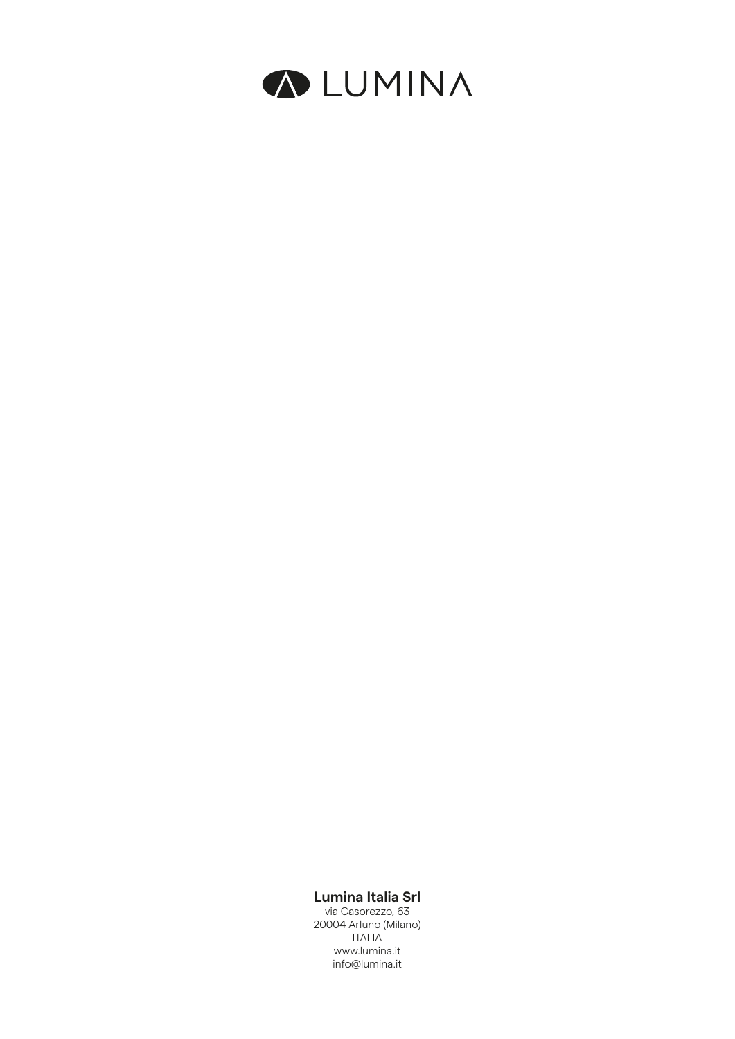LUMINA

**Lumina Italia Srl**
via Casorezzo, 63
20004 Arluno (Milano)
ITALIA
www.lumina.it
info@lumina.it